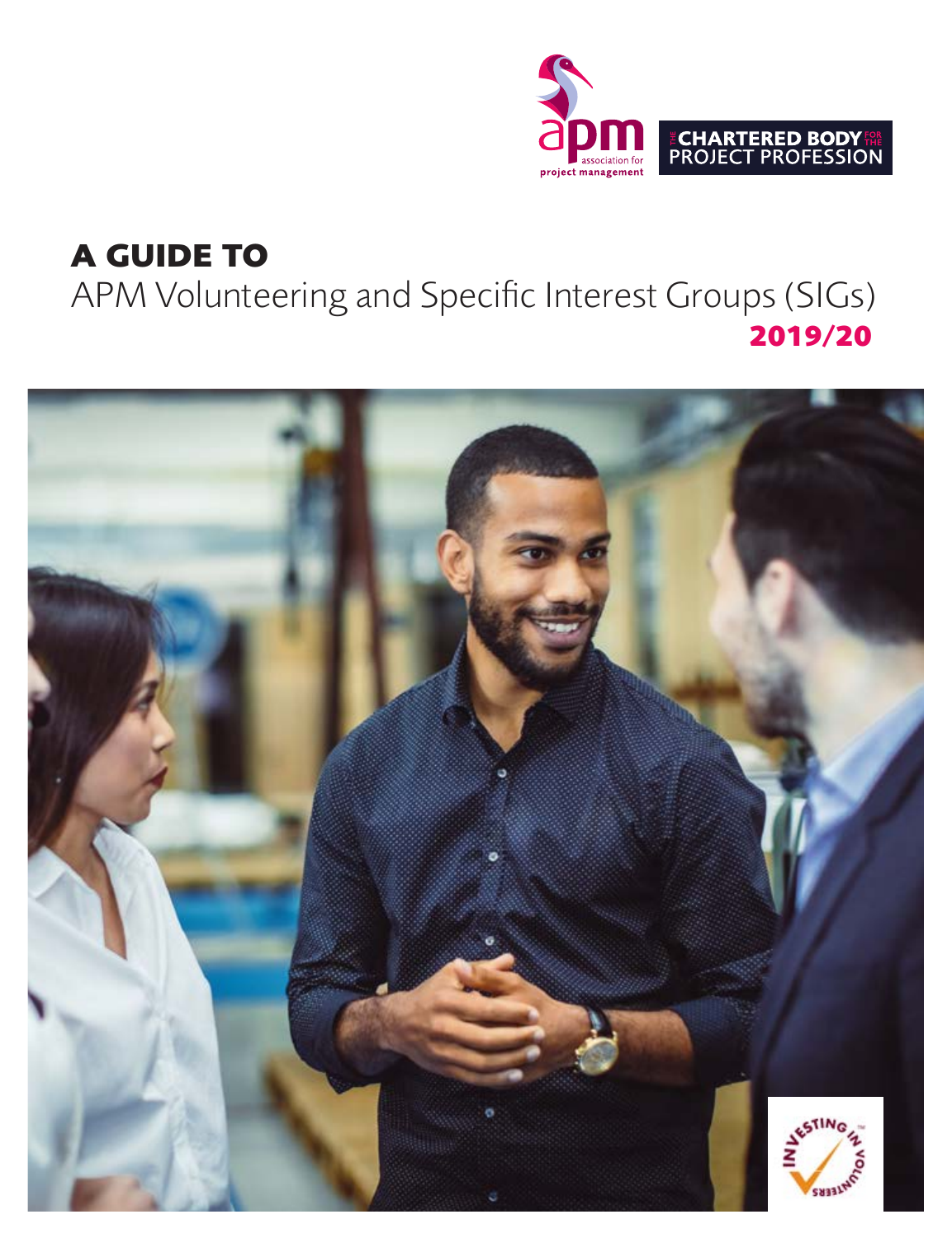apm association for project management

THE CHARTERED BODY FOR THE PROJECT PROFESSION

# A GUIDE TO
APM Volunteering and Specific Interest Groups (SIGs)

**2019/20**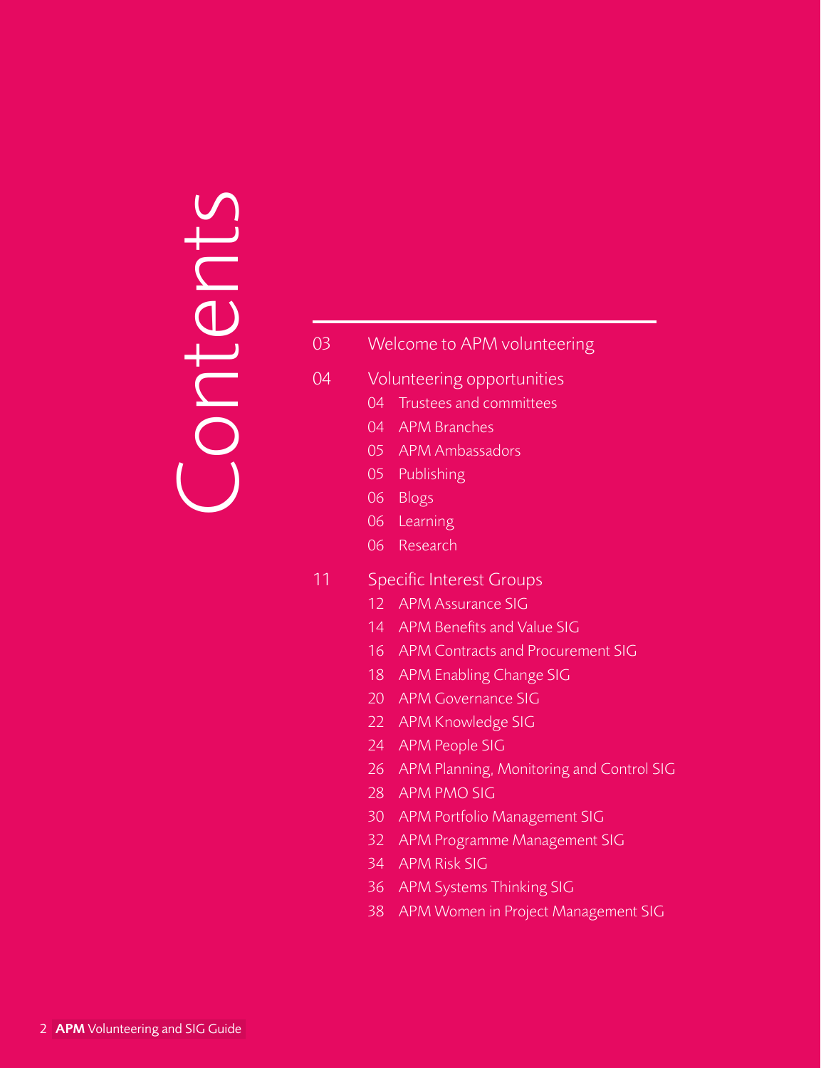# Contents

- 03 Welcome to APM volunteering
- 04 Volunteering opportunities
  - 04 Trustees and committees
  - 04 APM Branches
  - 05 APM Ambassadors
  - 05 Publishing
  - 06 Blogs
  - 06 Learning
  - 06 Research
- 11 Specific Interest Groups
  - 12 APM Assurance SIG
  - 14 APM Benefits and Value SIG
  - 16 APM Contracts and Procurement SIG
  - 18 APM Enabling Change SIG
  - 20 APM Governance SIG
  - 22 APM Knowledge SIG
  - 24 APM People SIG
  - 26 APM Planning, Monitoring and Control SIG
  - 28 APM PMO SIG
  - 30 APM Portfolio Management SIG
  - 32 APM Programme Management SIG
  - 34 APM Risk SIG
  - 36 APM Systems Thinking SIG
  - 38 APM Women in Project Management SIG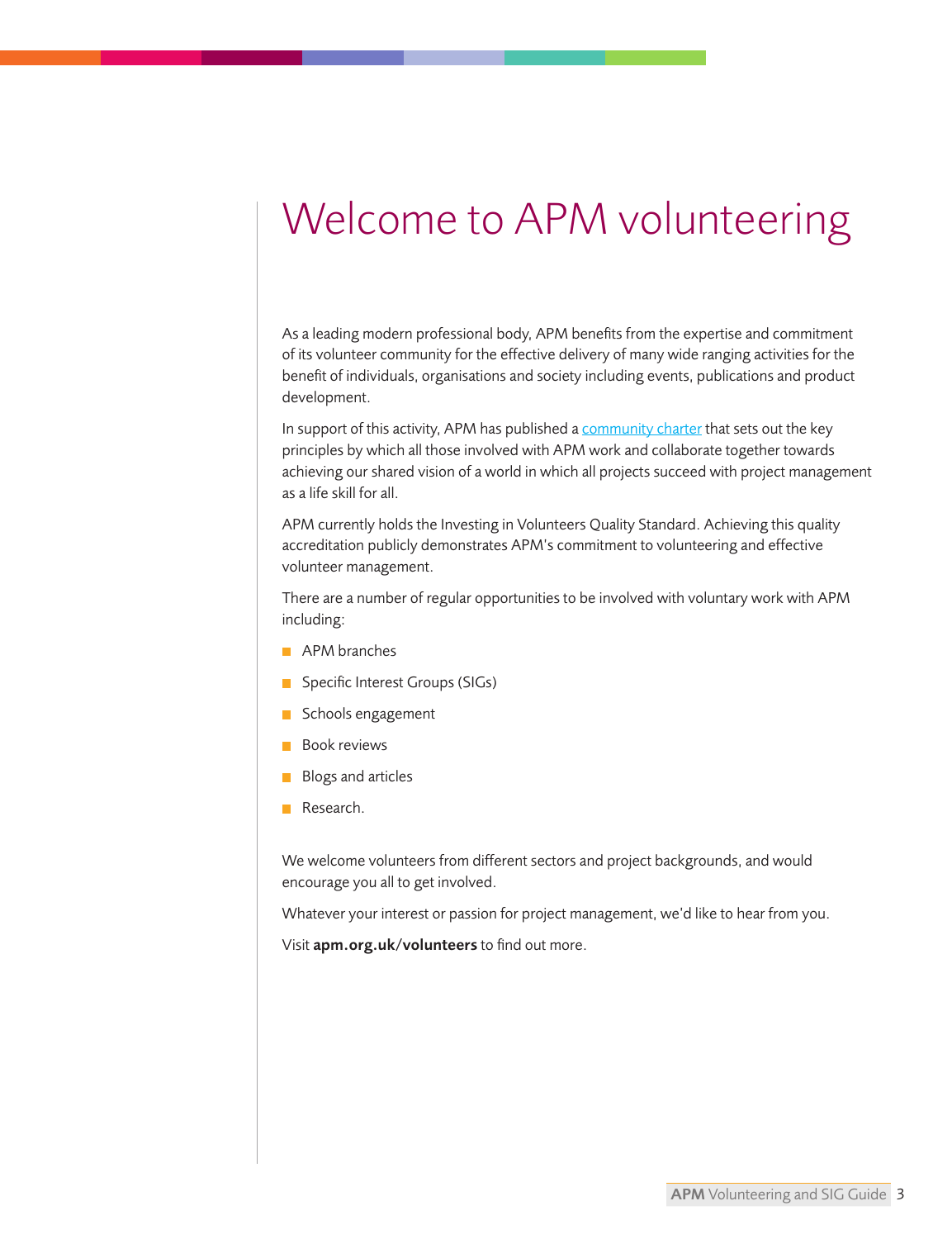# Welcome to APM volunteering

As a leading modern professional body, APM benefits from the expertise and commitment of its volunteer community for the effective delivery of many wide ranging activities for the benefit of individuals, organisations and society including events, publications and product development.

In support of this activity, APM has published a community charter that sets out the key principles by which all those involved with APM work and collaborate together towards achieving our shared vision of a world in which all projects succeed with project management as a life skill for all.

APM currently holds the Investing in Volunteers Quality Standard. Achieving this quality accreditation publicly demonstrates APM's commitment to volunteering and effective volunteer management.

There are a number of regular opportunities to be involved with voluntary work with APM including:

- APM branches
- Specific Interest Groups (SIGs)
- Schools engagement
- Book reviews
- Blogs and articles
- Research.

We welcome volunteers from different sectors and project backgrounds, and would encourage you all to get involved.

Whatever your interest or passion for project management, we'd like to hear from you.

Visit **apm.org.uk/volunteers** to find out more.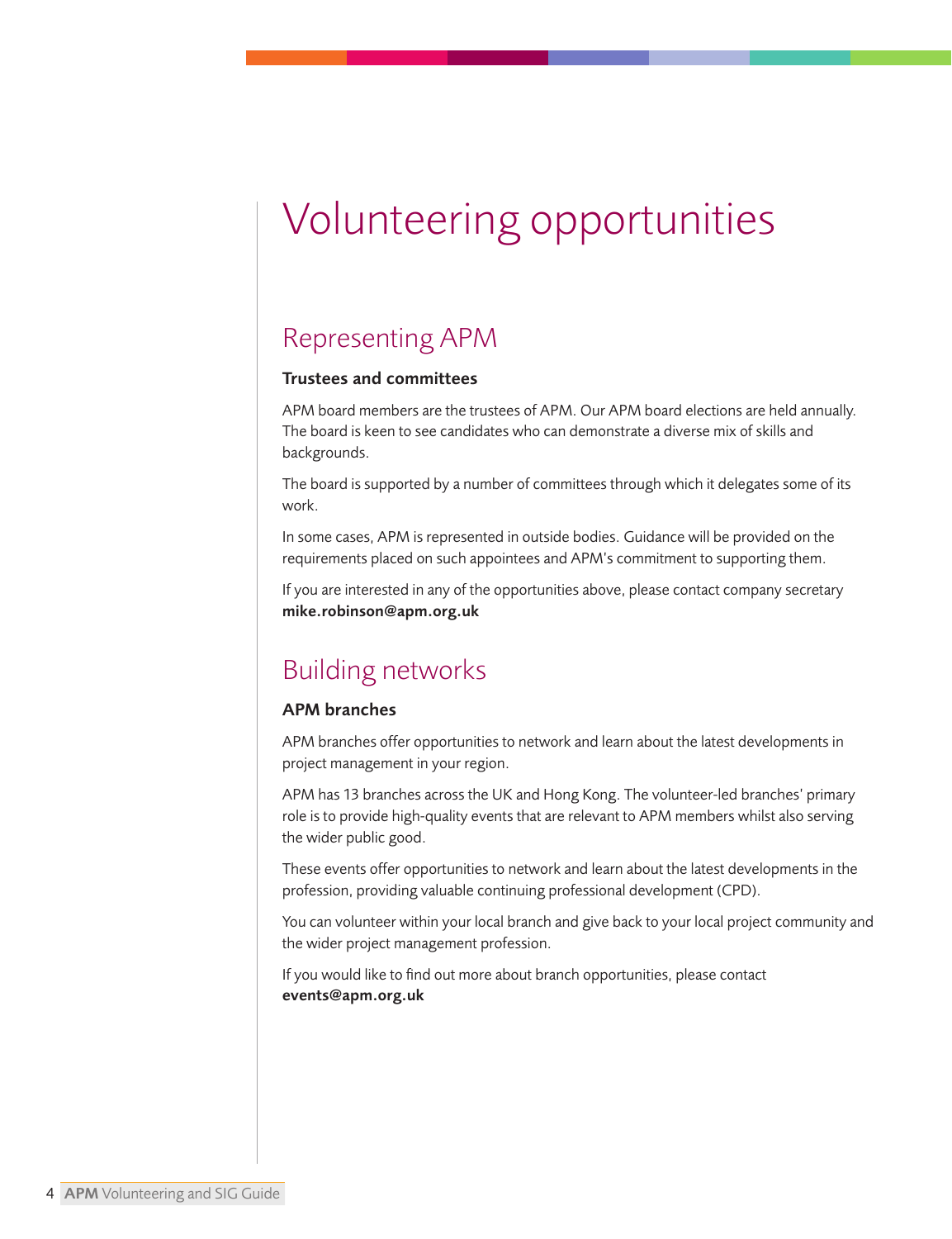# Volunteering opportunities

## Representing APM

### Trustees and committees

APM board members are the trustees of APM. Our APM board elections are held annually. The board is keen to see candidates who can demonstrate a diverse mix of skills and backgrounds.

The board is supported by a number of committees through which it delegates some of its work.

In some cases, APM is represented in outside bodies. Guidance will be provided on the requirements placed on such appointees and APM's commitment to supporting them.

If you are interested in any of the opportunities above, please contact company secretary **mike.robinson@apm.org.uk**

## Building networks

### APM branches

APM branches offer opportunities to network and learn about the latest developments in project management in your region.

APM has 13 branches across the UK and Hong Kong. The volunteer-led branches' primary role is to provide high-quality events that are relevant to APM members whilst also serving the wider public good.

These events offer opportunities to network and learn about the latest developments in the profession, providing valuable continuing professional development (CPD).

You can volunteer within your local branch and give back to your local project community and the wider project management profession.

If you would like to find out more about branch opportunities, please contact **events@apm.org.uk**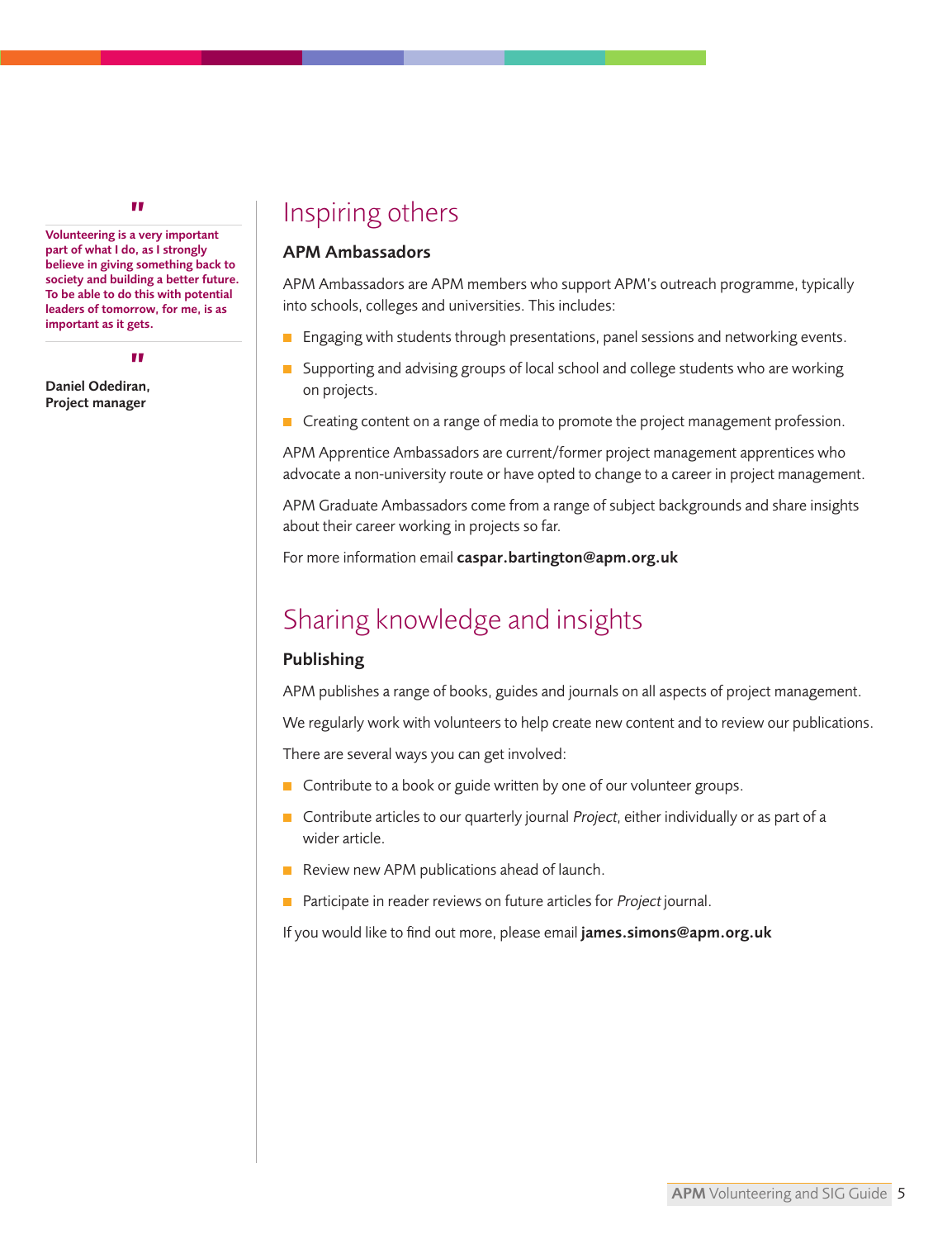> Volunteering is a very important part of what I do, as I strongly believe in giving something back to society and building a better future. To be able to do this with potential leaders of tomorrow, for me, is as important as it gets.
>
> **Daniel Odediran, Project manager**

# Inspiring others

### APM Ambassadors

APM Ambassadors are APM members who support APM's outreach programme, typically into schools, colleges and universities. This includes:

- Engaging with students through presentations, panel sessions and networking events.
- Supporting and advising groups of local school and college students who are working on projects.
- Creating content on a range of media to promote the project management profession.

APM Apprentice Ambassadors are current/former project management apprentices who advocate a non-university route or have opted to change to a career in project management.

APM Graduate Ambassadors come from a range of subject backgrounds and share insights about their career working in projects so far.

For more information email **caspar.bartington@apm.org.uk**

# Sharing knowledge and insights

### Publishing

APM publishes a range of books, guides and journals on all aspects of project management.

We regularly work with volunteers to help create new content and to review our publications.

There are several ways you can get involved:

- Contribute to a book or guide written by one of our volunteer groups.
- Contribute articles to our quarterly journal *Project*, either individually or as part of a wider article.
- Review new APM publications ahead of launch.
- Participate in reader reviews on future articles for *Project* journal.

If you would like to find out more, please email **james.simons@apm.org.uk**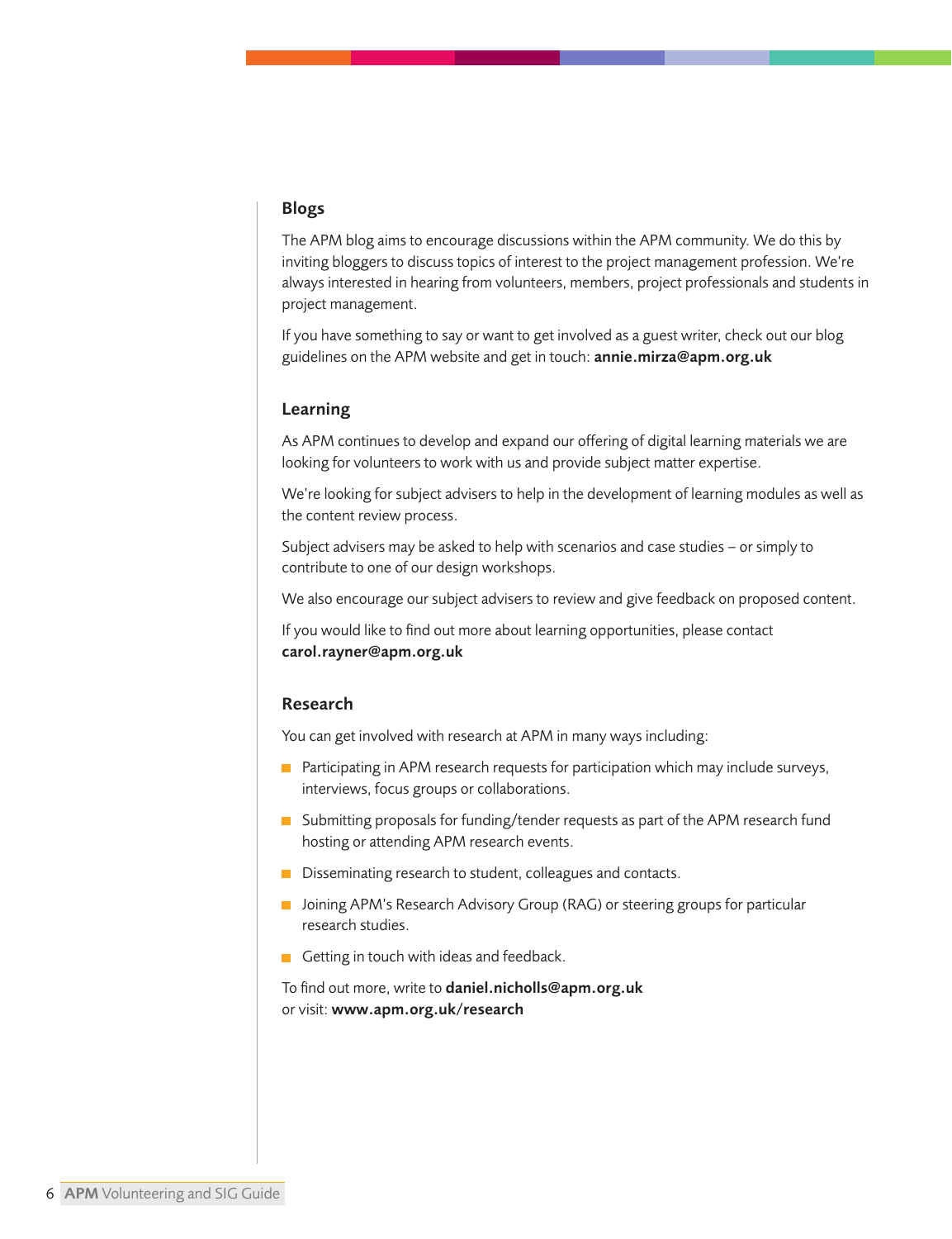## Blogs

The APM blog aims to encourage discussions within the APM community. We do this by inviting bloggers to discuss topics of interest to the project management profession. We're always interested in hearing from volunteers, members, project professionals and students in project management.

If you have something to say or want to get involved as a guest writer, check out our blog guidelines on the APM website and get in touch: **annie.mirza@apm.org.uk**

## Learning

As APM continues to develop and expand our offering of digital learning materials we are looking for volunteers to work with us and provide subject matter expertise.

We're looking for subject advisers to help in the development of learning modules as well as the content review process.

Subject advisers may be asked to help with scenarios and case studies – or simply to contribute to one of our design workshops.

We also encourage our subject advisers to review and give feedback on proposed content.

If you would like to find out more about learning opportunities, please contact **carol.rayner@apm.org.uk**

## Research

You can get involved with research at APM in many ways including:

- Participating in APM research requests for participation which may include surveys, interviews, focus groups or collaborations.
- Submitting proposals for funding/tender requests as part of the APM research fund hosting or attending APM research events.
- Disseminating research to student, colleagues and contacts.
- Joining APM's Research Advisory Group (RAG) or steering groups for particular research studies.
- Getting in touch with ideas and feedback.

To find out more, write to **daniel.nicholls@apm.org.uk**
or visit: **www.apm.org.uk/research**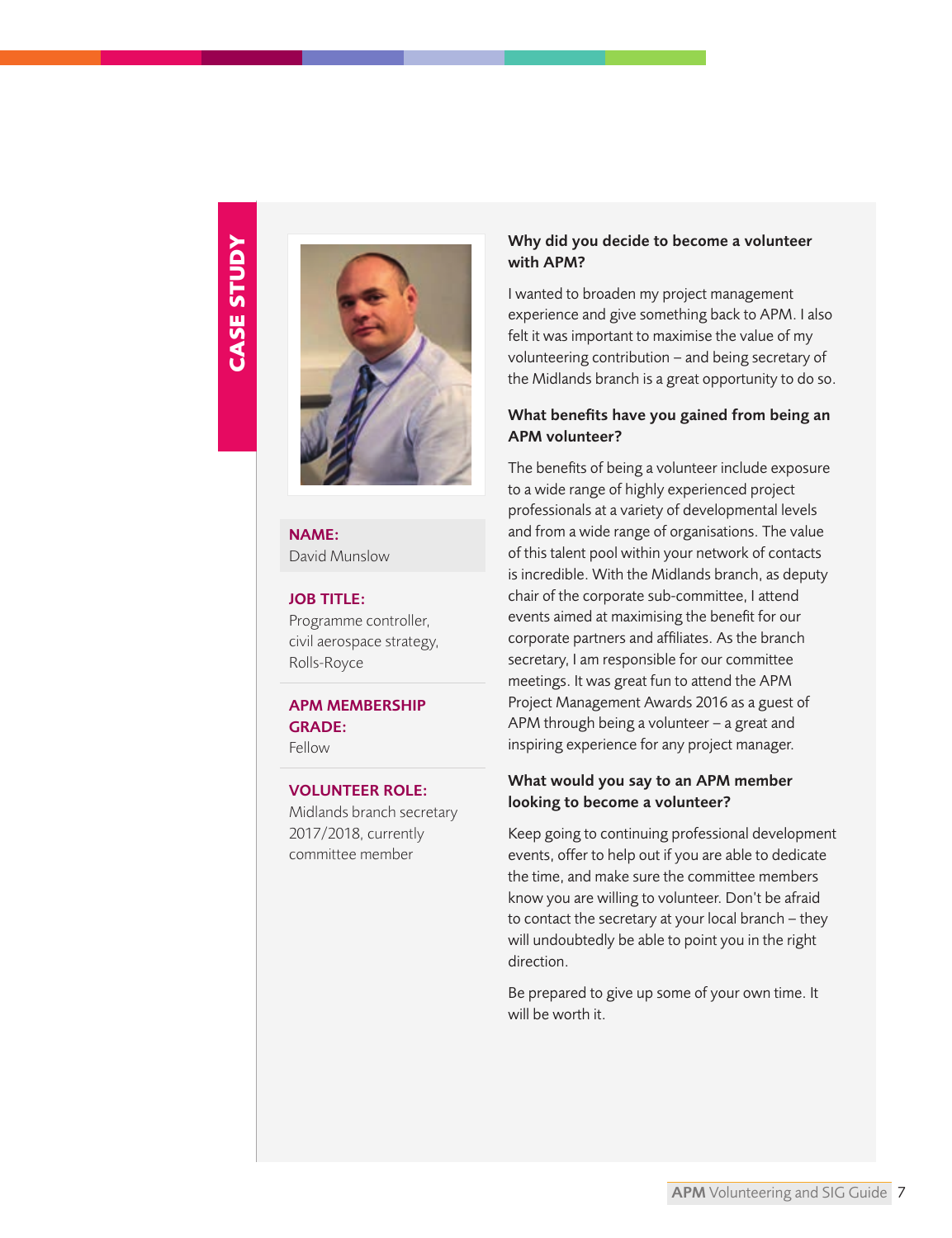# CASE STUDY

**NAME:**
David Munslow

**JOB TITLE:**
Programme controller, civil aerospace strategy, Rolls-Royce

**APM MEMBERSHIP GRADE:**
Fellow

**VOLUNTEER ROLE:**
Midlands branch secretary 2017/2018, currently committee member

### Why did you decide to become a volunteer with APM?

I wanted to broaden my project management experience and give something back to APM. I also felt it was important to maximise the value of my volunteering contribution – and being secretary of the Midlands branch is a great opportunity to do so.

### What benefits have you gained from being an APM volunteer?

The benefits of being a volunteer include exposure to a wide range of highly experienced project professionals at a variety of developmental levels and from a wide range of organisations. The value of this talent pool within your network of contacts is incredible. With the Midlands branch, as deputy chair of the corporate sub-committee, I attend events aimed at maximising the benefit for our corporate partners and affiliates. As the branch secretary, I am responsible for our committee meetings. It was great fun to attend the APM Project Management Awards 2016 as a guest of APM through being a volunteer – a great and inspiring experience for any project manager.

### What would you say to an APM member looking to become a volunteer?

Keep going to continuing professional development events, offer to help out if you are able to dedicate the time, and make sure the committee members know you are willing to volunteer. Don't be afraid to contact the secretary at your local branch – they will undoubtedly be able to point you in the right direction.

Be prepared to give up some of your own time. It will be worth it.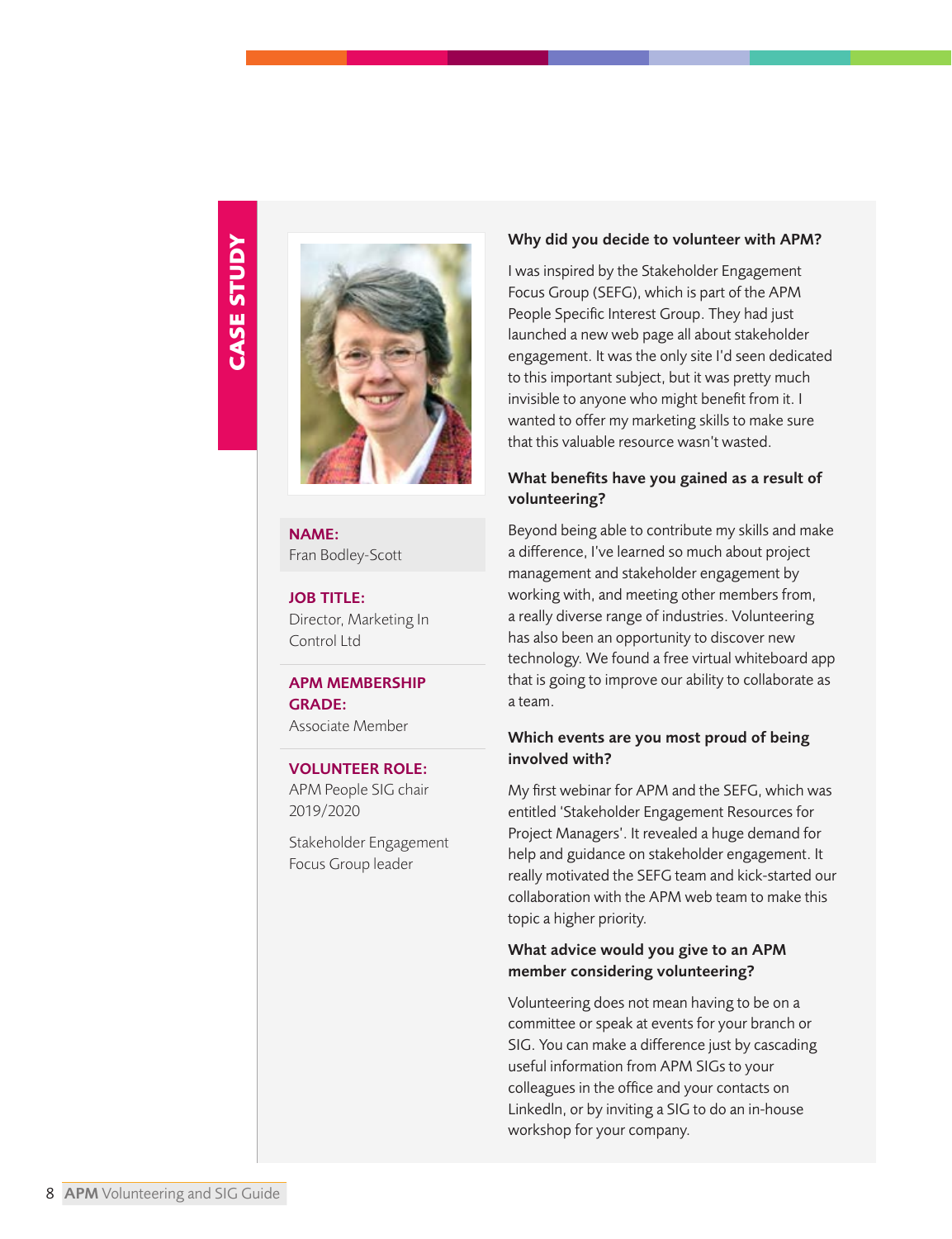# CASE STUDY

**NAME:**
Fran Bodley-Scott

**JOB TITLE:**
Director, Marketing In Control Ltd

**APM MEMBERSHIP GRADE:**
Associate Member

**VOLUNTEER ROLE:**
APM People SIG chair 2019/2020

Stakeholder Engagement Focus Group leader

### Why did you decide to volunteer with APM?

I was inspired by the Stakeholder Engagement Focus Group (SEFG), which is part of the APM People Specific Interest Group. They had just launched a new web page all about stakeholder engagement. It was the only site I'd seen dedicated to this important subject, but it was pretty much invisible to anyone who might benefit from it. I wanted to offer my marketing skills to make sure that this valuable resource wasn't wasted.

### What benefits have you gained as a result of volunteering?

Beyond being able to contribute my skills and make a difference, I've learned so much about project management and stakeholder engagement by working with, and meeting other members from, a really diverse range of industries. Volunteering has also been an opportunity to discover new technology. We found a free virtual whiteboard app that is going to improve our ability to collaborate as a team.

### Which events are you most proud of being involved with?

My first webinar for APM and the SEFG, which was entitled 'Stakeholder Engagement Resources for Project Managers'. It revealed a huge demand for help and guidance on stakeholder engagement. It really motivated the SEFG team and kick-started our collaboration with the APM web team to make this topic a higher priority.

### What advice would you give to an APM member considering volunteering?

Volunteering does not mean having to be on a committee or speak at events for your branch or SIG. You can make a difference just by cascading useful information from APM SIGs to your colleagues in the office and your contacts on LinkedIn, or by inviting a SIG to do an in-house workshop for your company.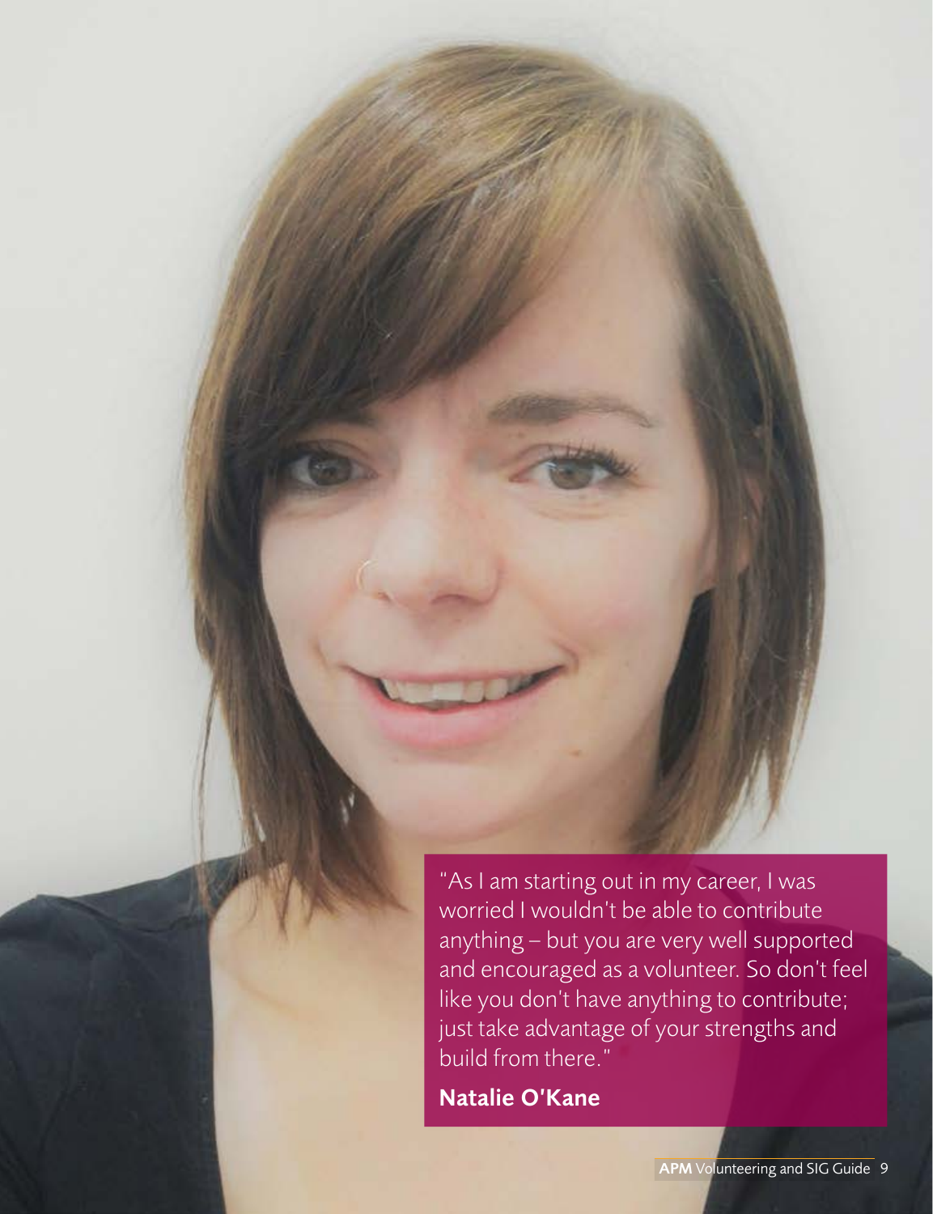"As I am starting out in my career, I was worried I wouldn't be able to contribute anything – but you are very well supported and encouraged as a volunteer. So don't feel like you don't have anything to contribute; just take advantage of your strengths and build from there."

**Natalie O'Kane**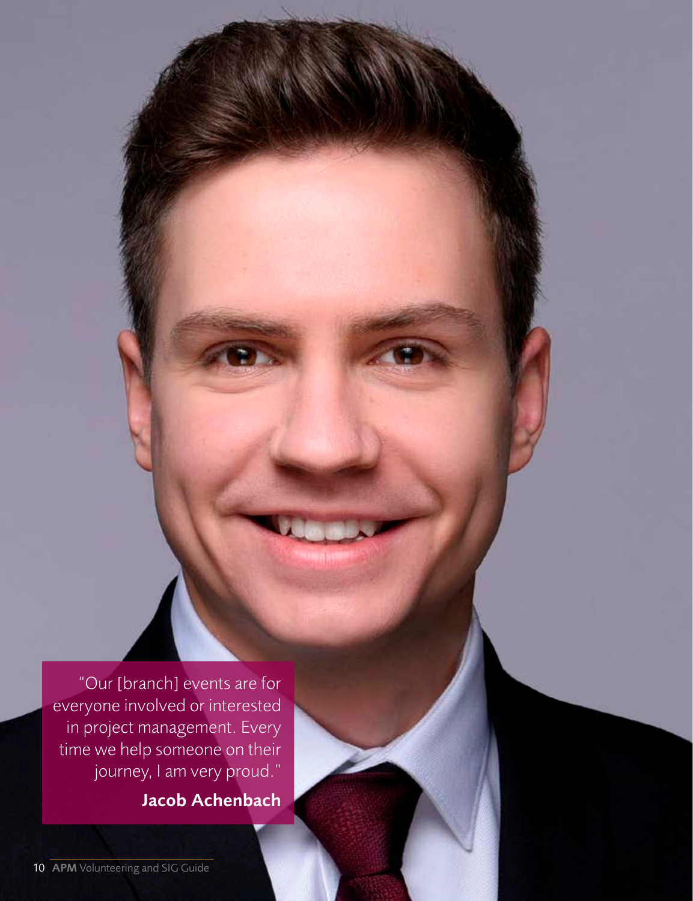"Our [branch] events are for everyone involved or interested in project management. Every time we help someone on their journey, I am very proud."

**Jacob Achenbach**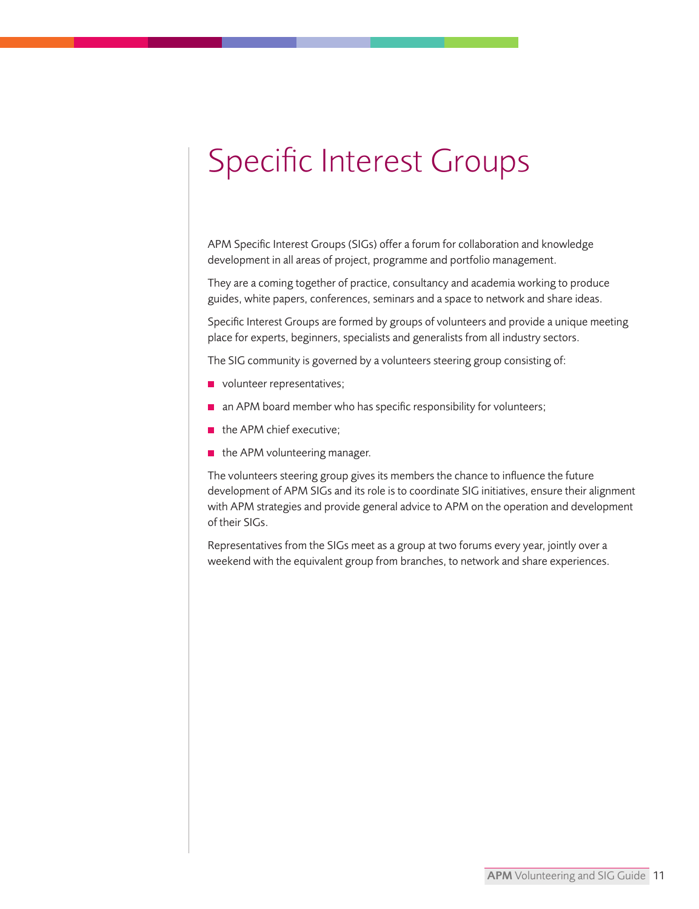# Specific Interest Groups

APM Specific Interest Groups (SIGs) offer a forum for collaboration and knowledge development in all areas of project, programme and portfolio management.

They are a coming together of practice, consultancy and academia working to produce guides, white papers, conferences, seminars and a space to network and share ideas.

Specific Interest Groups are formed by groups of volunteers and provide a unique meeting place for experts, beginners, specialists and generalists from all industry sectors.

The SIG community is governed by a volunteers steering group consisting of:

- volunteer representatives;
- an APM board member who has specific responsibility for volunteers;
- the APM chief executive;
- the APM volunteering manager.

The volunteers steering group gives its members the chance to influence the future development of APM SIGs and its role is to coordinate SIG initiatives, ensure their alignment with APM strategies and provide general advice to APM on the operation and development of their SIGs.

Representatives from the SIGs meet as a group at two forums every year, jointly over a weekend with the equivalent group from branches, to network and share experiences.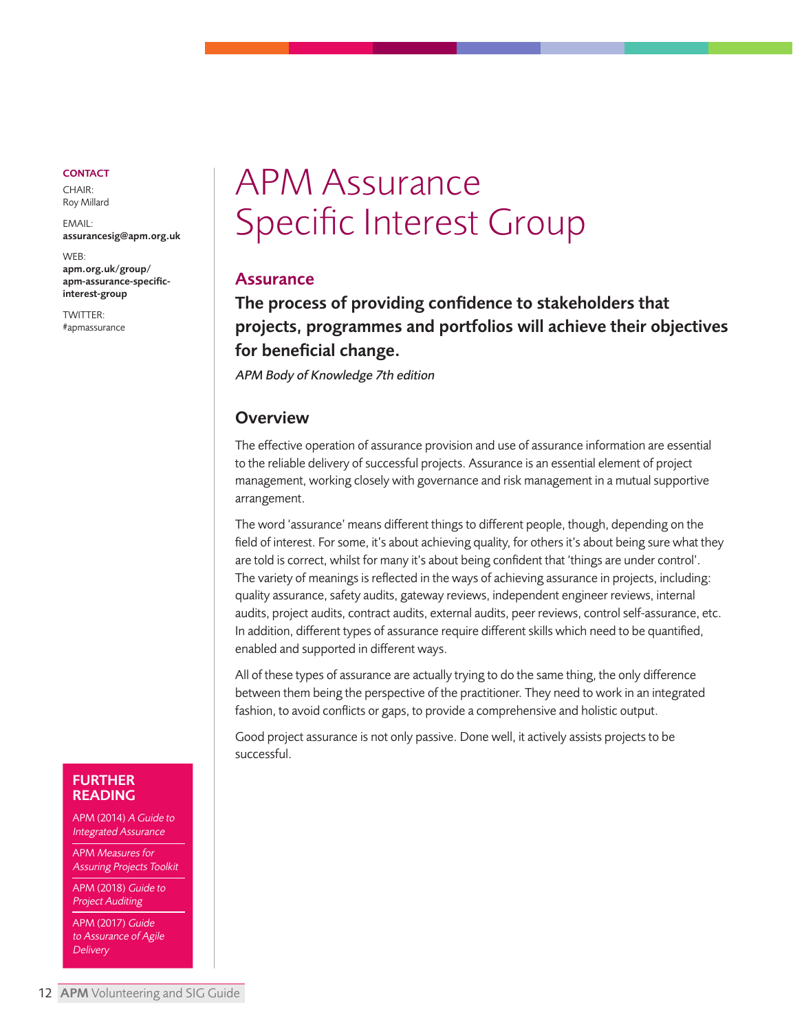# APM Assurance Specific Interest Group

**CONTACT**

CHAIR:
Roy Millard

EMAIL:
**assurancesig@apm.org.uk**

WEB:
**apm.org.uk/group/apm-assurance-specific-interest-group**

TWITTER:
#apmassurance

## Assurance

**The process of providing confidence to stakeholders that projects, programmes and portfolios will achieve their objectives for beneficial change.**

*APM Body of Knowledge 7th edition*

## Overview

The effective operation of assurance provision and use of assurance information are essential to the reliable delivery of successful projects. Assurance is an essential element of project management, working closely with governance and risk management in a mutual supportive arrangement.

The word 'assurance' means different things to different people, though, depending on the field of interest. For some, it's about achieving quality, for others it's about being sure what they are told is correct, whilst for many it's about being confident that 'things are under control'. The variety of meanings is reflected in the ways of achieving assurance in projects, including: quality assurance, safety audits, gateway reviews, independent engineer reviews, internal audits, project audits, contract audits, external audits, peer reviews, control self-assurance, etc. In addition, different types of assurance require different skills which need to be quantified, enabled and supported in different ways.

All of these types of assurance are actually trying to do the same thing, the only difference between them being the perspective of the practitioner. They need to work in an integrated fashion, to avoid conflicts or gaps, to provide a comprehensive and holistic output.

Good project assurance is not only passive. Done well, it actively assists projects to be successful.

**FURTHER READING**

- APM (2014) *A Guide to Integrated Assurance*
- APM *Measures for Assuring Projects Toolkit*
- APM (2018) *Guide to Project Auditing*
- APM (2017) *Guide to Assurance of Agile Delivery*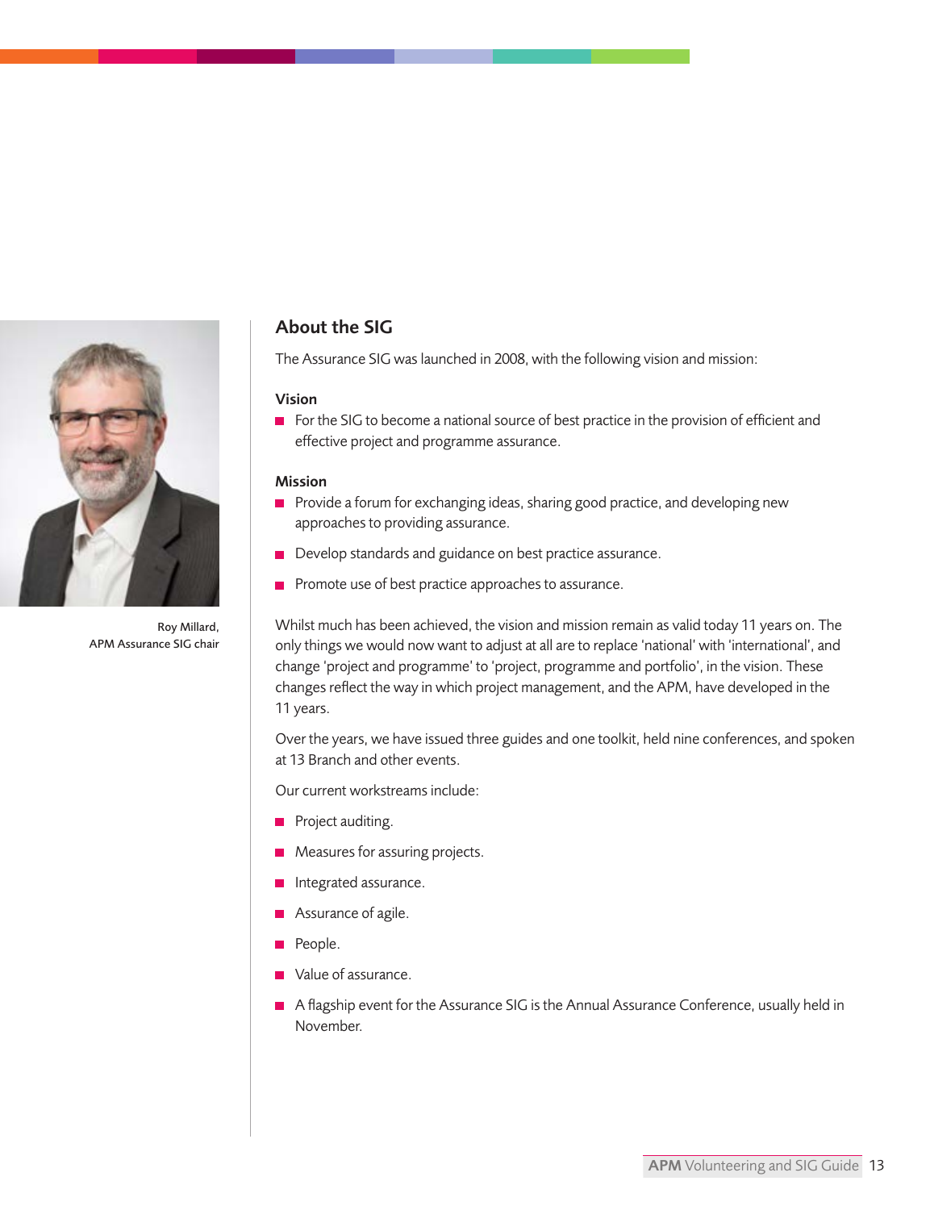Roy Millard,
APM Assurance SIG chair

## About the SIG

The Assurance SIG was launched in 2008, with the following vision and mission:

### Vision

- For the SIG to become a national source of best practice in the provision of efficient and effective project and programme assurance.

### Mission

- Provide a forum for exchanging ideas, sharing good practice, and developing new approaches to providing assurance.
- Develop standards and guidance on best practice assurance.
- Promote use of best practice approaches to assurance.

Whilst much has been achieved, the vision and mission remain as valid today 11 years on. The only things we would now want to adjust at all are to replace 'national' with 'international', and change 'project and programme' to 'project, programme and portfolio', in the vision. These changes reflect the way in which project management, and the APM, have developed in the 11 years.

Over the years, we have issued three guides and one toolkit, held nine conferences, and spoken at 13 Branch and other events.

Our current workstreams include:

- Project auditing.
- Measures for assuring projects.
- Integrated assurance.
- Assurance of agile.
- People.
- Value of assurance.
- A flagship event for the Assurance SIG is the Annual Assurance Conference, usually held in November.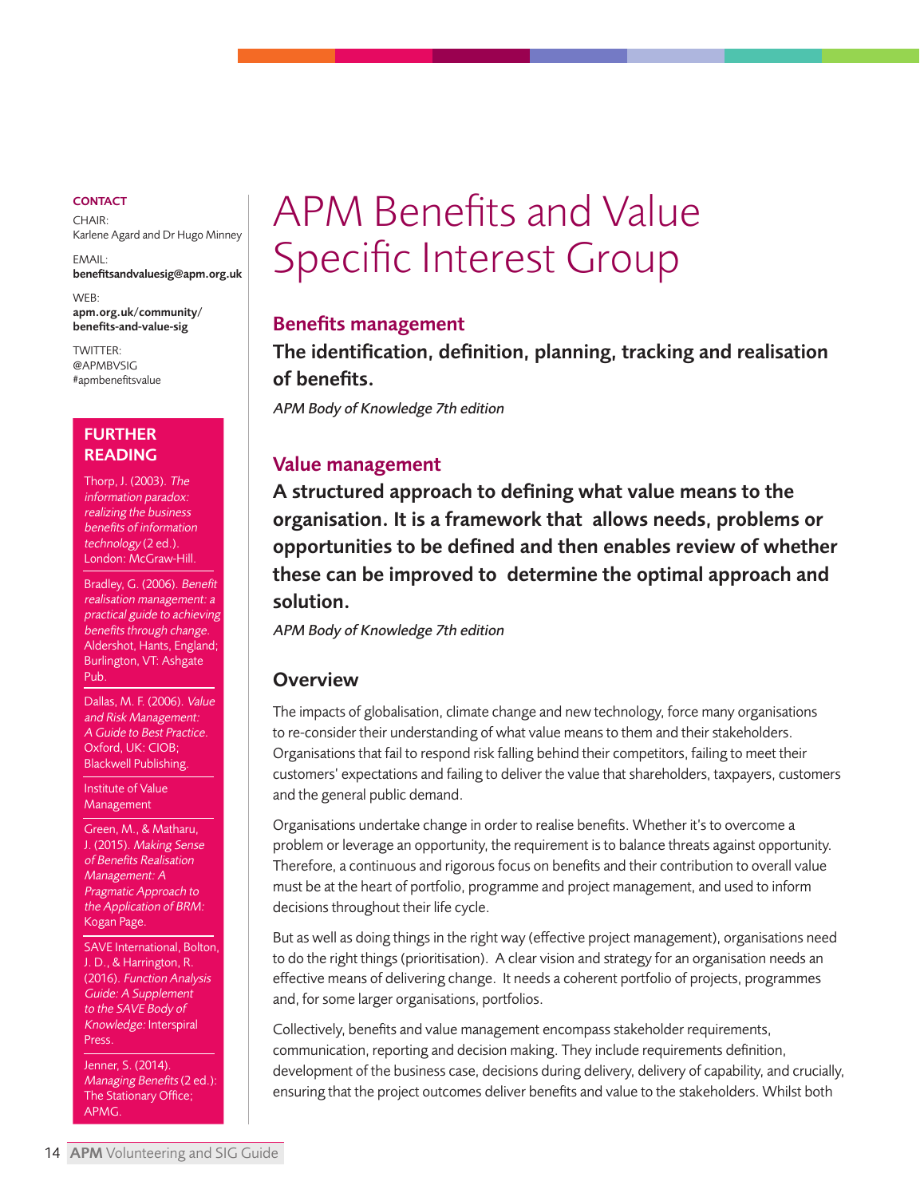# APM Benefits and Value Specific Interest Group

## Benefits management

**The identification, definition, planning, tracking and realisation of benefits.**

*APM Body of Knowledge 7th edition*

## Value management

**A structured approach to defining what value means to the organisation. It is a framework that allows needs, problems or opportunities to be defined and then enables review of whether these can be improved to determine the optimal approach and solution.**

*APM Body of Knowledge 7th edition*

## Overview

The impacts of globalisation, climate change and new technology, force many organisations to re-consider their understanding of what value means to them and their stakeholders. Organisations that fail to respond risk falling behind their competitors, failing to meet their customers' expectations and failing to deliver the value that shareholders, taxpayers, customers and the general public demand.

Organisations undertake change in order to realise benefits. Whether it's to overcome a problem or leverage an opportunity, the requirement is to balance threats against opportunity. Therefore, a continuous and rigorous focus on benefits and their contribution to overall value must be at the heart of portfolio, programme and project management, and used to inform decisions throughout their life cycle.

But as well as doing things in the right way (effective project management), organisations need to do the right things (prioritisation). A clear vision and strategy for an organisation needs an effective means of delivering change. It needs a coherent portfolio of projects, programmes and, for some larger organisations, portfolios.

Collectively, benefits and value management encompass stakeholder requirements, communication, reporting and decision making. They include requirements definition, development of the business case, decisions during delivery, delivery of capability, and crucially, ensuring that the project outcomes deliver benefits and value to the stakeholders. Whilst both

**CONTACT**

CHAIR:
Karlene Agard and Dr Hugo Minney

EMAIL:
**benefitsandvaluesig@apm.org.uk**

WEB:
**apm.org.uk/community/benefits-and-value-sig**

TWITTER:
@APMBVSIG
#apmbenefitsvalue

**FURTHER READING**

Thorp, J. (2003). *The information paradox: realizing the business benefits of information technology* (2 ed.). London: McGraw-Hill.

Bradley, G. (2006). *Benefit realisation management: a practical guide to achieving benefits through change.* Aldershot, Hants, England; Burlington, VT: Ashgate Pub.

Dallas, M. F. (2006). *Value and Risk Management: A Guide to Best Practice.* Oxford, UK: CIOB; Blackwell Publishing.

Institute of Value Management

Green, M., & Matharu, J. (2015). *Making Sense of Benefits Realisation Management: A Pragmatic Approach to the Application of BRM:* Kogan Page.

SAVE International, Bolton, J. D., & Harrington, R. (2016). *Function Analysis Guide: A Supplement to the SAVE Body of Knowledge:* Interspiral Press.

Jenner, S. (2014). *Managing Benefits* (2 ed.): The Stationary Office; APMG.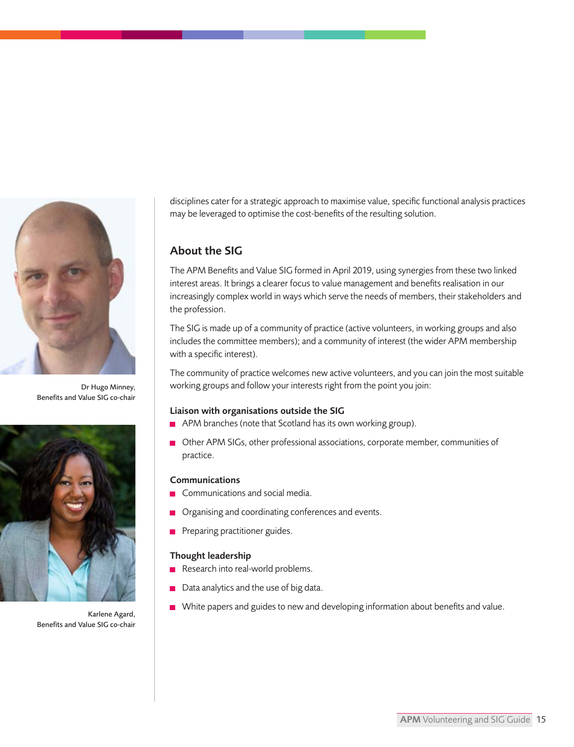Dr Hugo Minney,
Benefits and Value SIG co-chair

Karlene Agard,
Benefits and Value SIG co-chair

disciplines cater for a strategic approach to maximise value, specific functional analysis practices may be leveraged to optimise the cost-benefits of the resulting solution.

## About the SIG

The APM Benefits and Value SIG formed in April 2019, using synergies from these two linked interest areas. It brings a clearer focus to value management and benefits realisation in our increasingly complex world in ways which serve the needs of members, their stakeholders and the profession.

The SIG is made up of a community of practice (active volunteers, in working groups and also includes the committee members); and a community of interest (the wider APM membership with a specific interest).

The community of practice welcomes new active volunteers, and you can join the most suitable working groups and follow your interests right from the point you join:

**Liaison with organisations outside the SIG**

- APM branches (note that Scotland has its own working group).
- Other APM SIGs, other professional associations, corporate member, communities of practice.

**Communications**

- Communications and social media.
- Organising and coordinating conferences and events.
- Preparing practitioner guides.

**Thought leadership**

- Research into real-world problems.
- Data analytics and the use of big data.
- White papers and guides to new and developing information about benefits and value.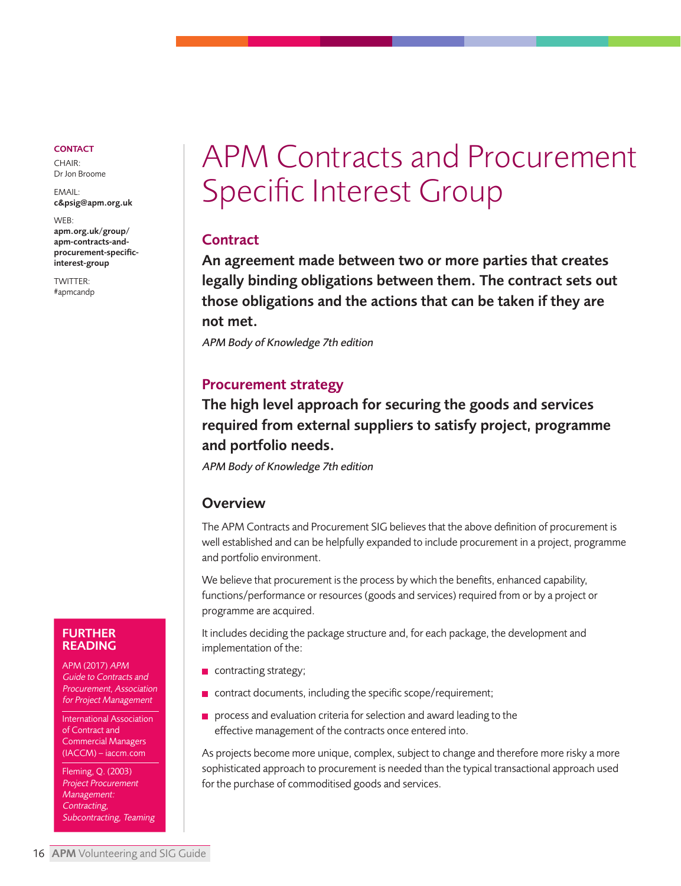# APM Contracts and Procurement Specific Interest Group

**CONTACT**

CHAIR:
Dr Jon Broome

EMAIL:
**c&psig@apm.org.uk**

WEB:
**apm.org.uk/group/apm-contracts-and-procurement-specific-interest-group**

TWITTER:
#apmcandp

## Contract

**An agreement made between two or more parties that creates legally binding obligations between them. The contract sets out those obligations and the actions that can be taken if they are not met.**

*APM Body of Knowledge 7th edition*

## Procurement strategy

**The high level approach for securing the goods and services required from external suppliers to satisfy project, programme and portfolio needs.**

*APM Body of Knowledge 7th edition*

## Overview

The APM Contracts and Procurement SIG believes that the above definition of procurement is well established and can be helpfully expanded to include procurement in a project, programme and portfolio environment.

We believe that procurement is the process by which the benefits, enhanced capability, functions/performance or resources (goods and services) required from or by a project or programme are acquired.

It includes deciding the package structure and, for each package, the development and implementation of the:

- contracting strategy;
- contract documents, including the specific scope/requirement;
- process and evaluation criteria for selection and award leading to the effective management of the contracts once entered into.

As projects become more unique, complex, subject to change and therefore more risky a more sophisticated approach to procurement is needed than the typical transactional approach used for the purchase of commoditised goods and services.

## FURTHER READING

APM (2017) *APM Guide to Contracts and Procurement, Association for Project Management*

International Association of Contract and Commercial Managers (IACCM) – iaccm.com

Fleming, Q. (2003) *Project Procurement Management: Contracting, Subcontracting, Teaming*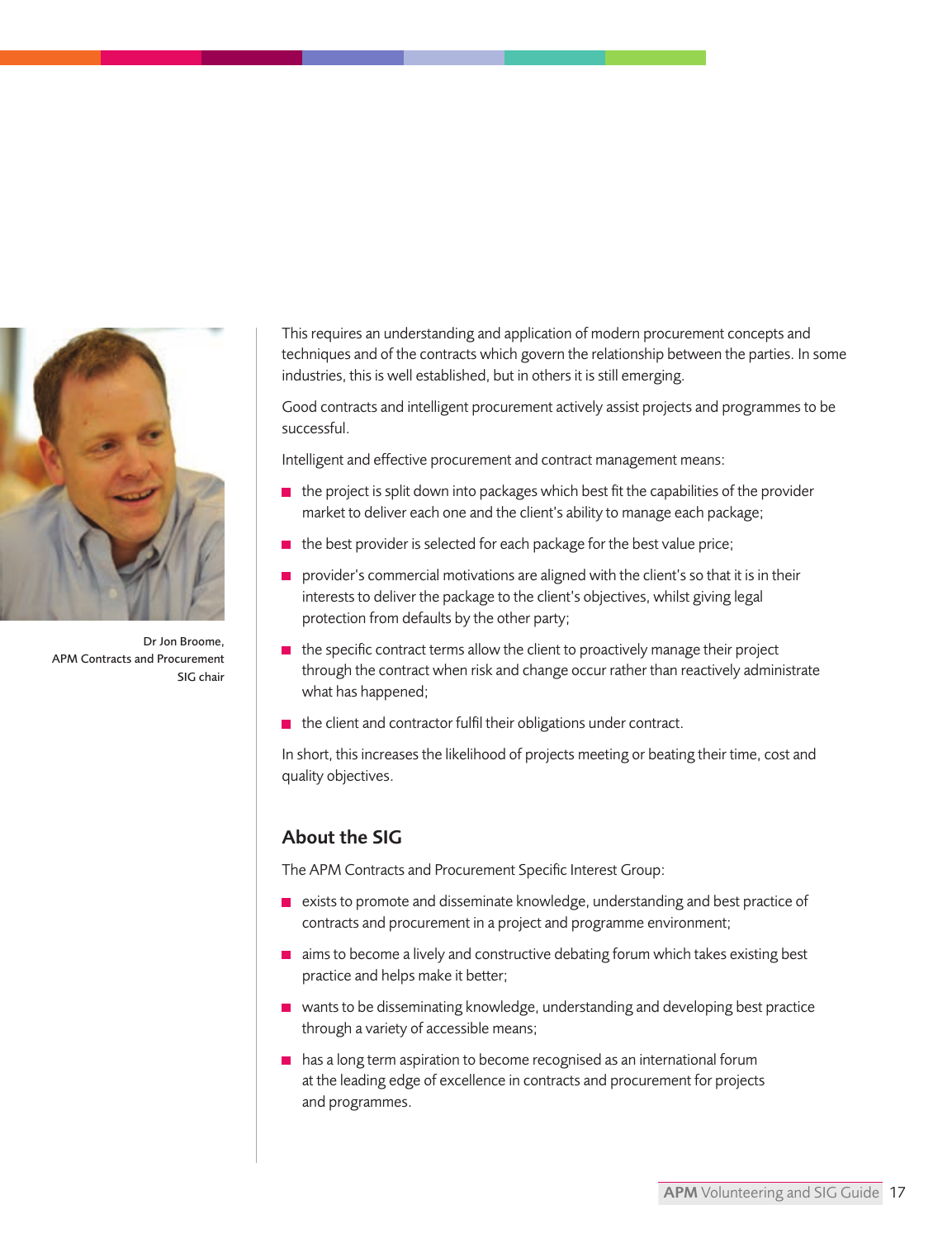Dr Jon Broome,
APM Contracts and Procurement
SIG chair

This requires an understanding and application of modern procurement concepts and techniques and of the contracts which govern the relationship between the parties. In some industries, this is well established, but in others it is still emerging.

Good contracts and intelligent procurement actively assist projects and programmes to be successful.

Intelligent and effective procurement and contract management means:

- the project is split down into packages which best fit the capabilities of the provider market to deliver each one and the client's ability to manage each package;
- the best provider is selected for each package for the best value price;
- provider's commercial motivations are aligned with the client's so that it is in their interests to deliver the package to the client's objectives, whilst giving legal protection from defaults by the other party;
- the specific contract terms allow the client to proactively manage their project through the contract when risk and change occur rather than reactively administrate what has happened;
- the client and contractor fulfil their obligations under contract.

In short, this increases the likelihood of projects meeting or beating their time, cost and quality objectives.

## About the SIG

The APM Contracts and Procurement Specific Interest Group:

- exists to promote and disseminate knowledge, understanding and best practice of contracts and procurement in a project and programme environment;
- aims to become a lively and constructive debating forum which takes existing best practice and helps make it better;
- wants to be disseminating knowledge, understanding and developing best practice through a variety of accessible means;
- has a long term aspiration to become recognised as an international forum at the leading edge of excellence in contracts and procurement for projects and programmes.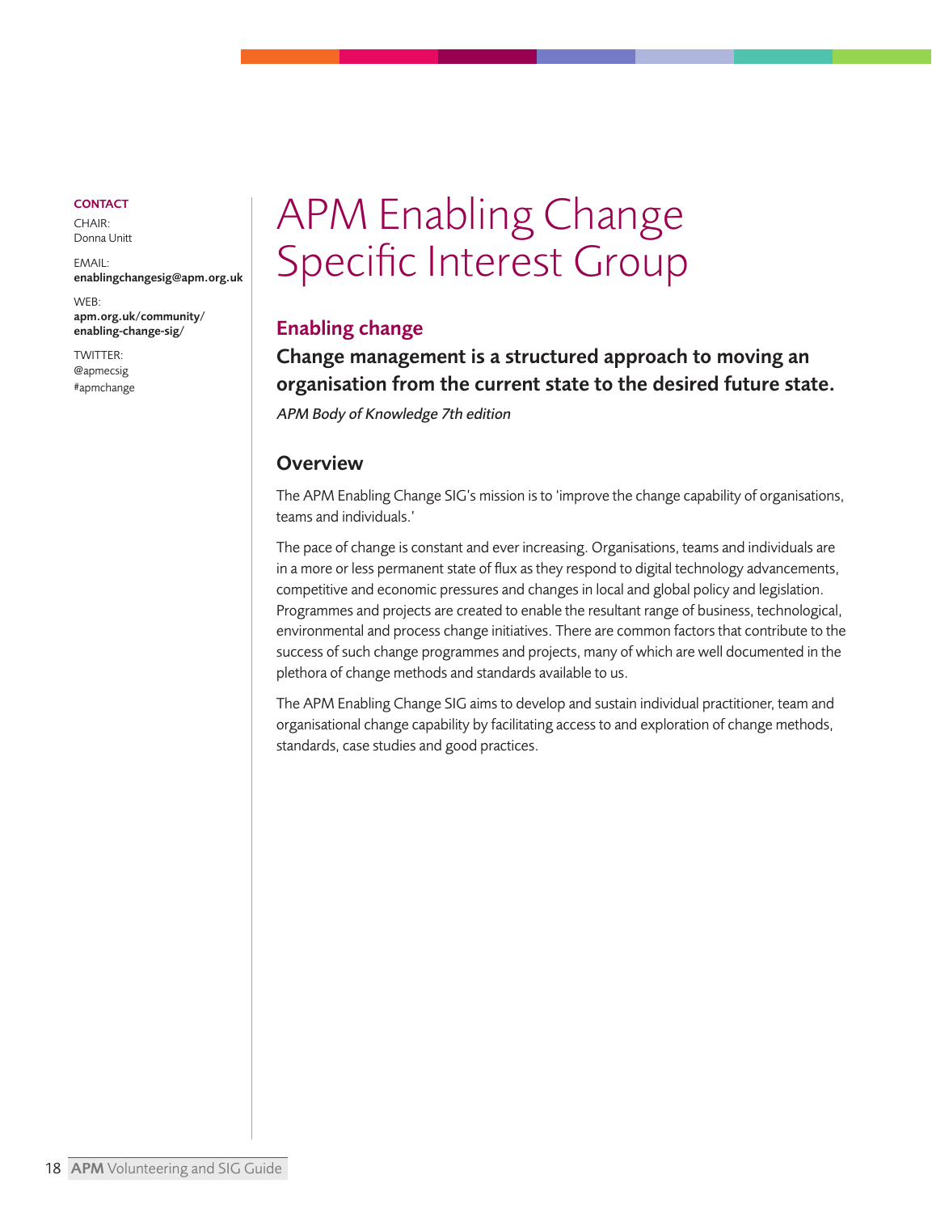**CONTACT**

CHAIR:
Donna Unitt

EMAIL:
**enablingchangesig@apm.org.uk**

WEB:
**apm.org.uk/community/enabling-change-sig/**

TWITTER:
@apmecsig
#apmchange

# APM Enabling Change Specific Interest Group

## Enabling change

**Change management is a structured approach to moving an organisation from the current state to the desired future state.**

*APM Body of Knowledge 7th edition*

## Overview

The APM Enabling Change SIG's mission is to 'improve the change capability of organisations, teams and individuals.'

The pace of change is constant and ever increasing. Organisations, teams and individuals are in a more or less permanent state of flux as they respond to digital technology advancements, competitive and economic pressures and changes in local and global policy and legislation. Programmes and projects are created to enable the resultant range of business, technological, environmental and process change initiatives. There are common factors that contribute to the success of such change programmes and projects, many of which are well documented in the plethora of change methods and standards available to us.

The APM Enabling Change SIG aims to develop and sustain individual practitioner, team and organisational change capability by facilitating access to and exploration of change methods, standards, case studies and good practices.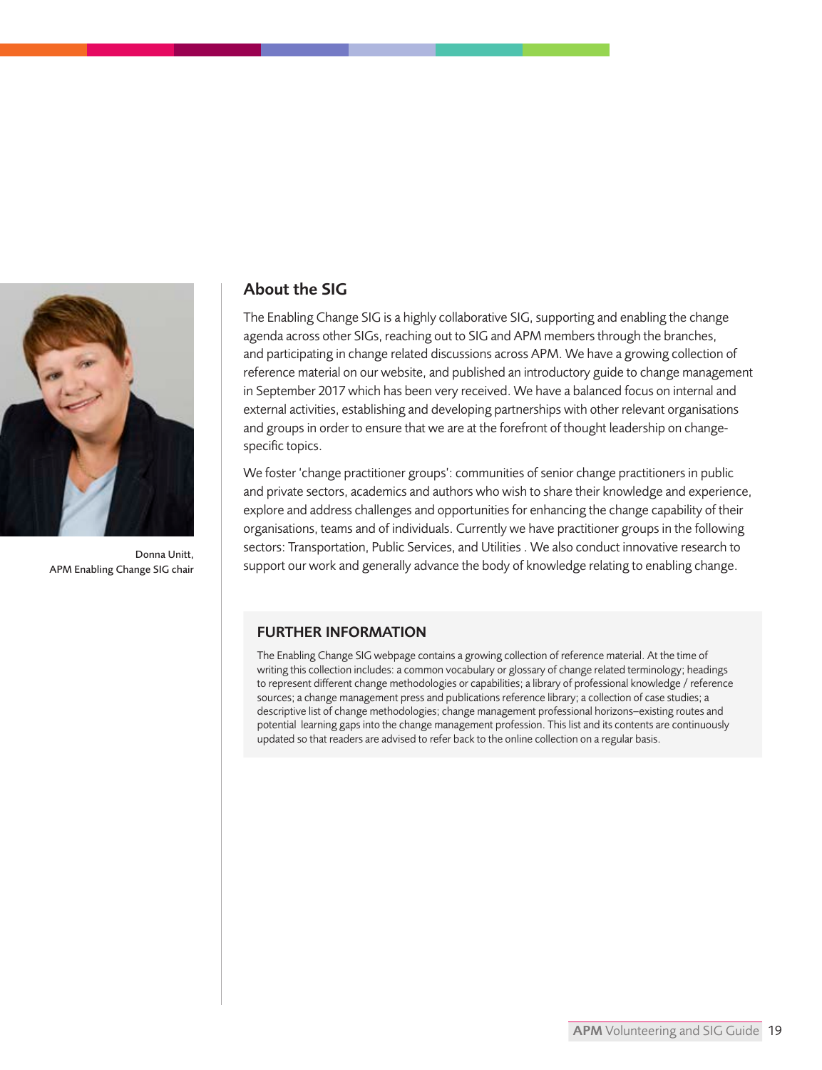Donna Unitt,
APM Enabling Change SIG chair

## About the SIG

The Enabling Change SIG is a highly collaborative SIG, supporting and enabling the change agenda across other SIGs, reaching out to SIG and APM members through the branches, and participating in change related discussions across APM. We have a growing collection of reference material on our website, and published an introductory guide to change management in September 2017 which has been very received. We have a balanced focus on internal and external activities, establishing and developing partnerships with other relevant organisations and groups in order to ensure that we are at the forefront of thought leadership on change-specific topics.

We foster 'change practitioner groups': communities of senior change practitioners in public and private sectors, academics and authors who wish to share their knowledge and experience, explore and address challenges and opportunities for enhancing the change capability of their organisations, teams and of individuals. Currently we have practitioner groups in the following sectors: Transportation, Public Services, and Utilities . We also conduct innovative research to support our work and generally advance the body of knowledge relating to enabling change.

### FURTHER INFORMATION

The Enabling Change SIG webpage contains a growing collection of reference material. At the time of writing this collection includes: a common vocabulary or glossary of change related terminology; headings to represent different change methodologies or capabilities; a library of professional knowledge / reference sources; a change management press and publications reference library; a collection of case studies; a descriptive list of change methodologies; change management professional horizons–existing routes and potential learning gaps into the change management profession. This list and its contents are continuously updated so that readers are advised to refer back to the online collection on a regular basis.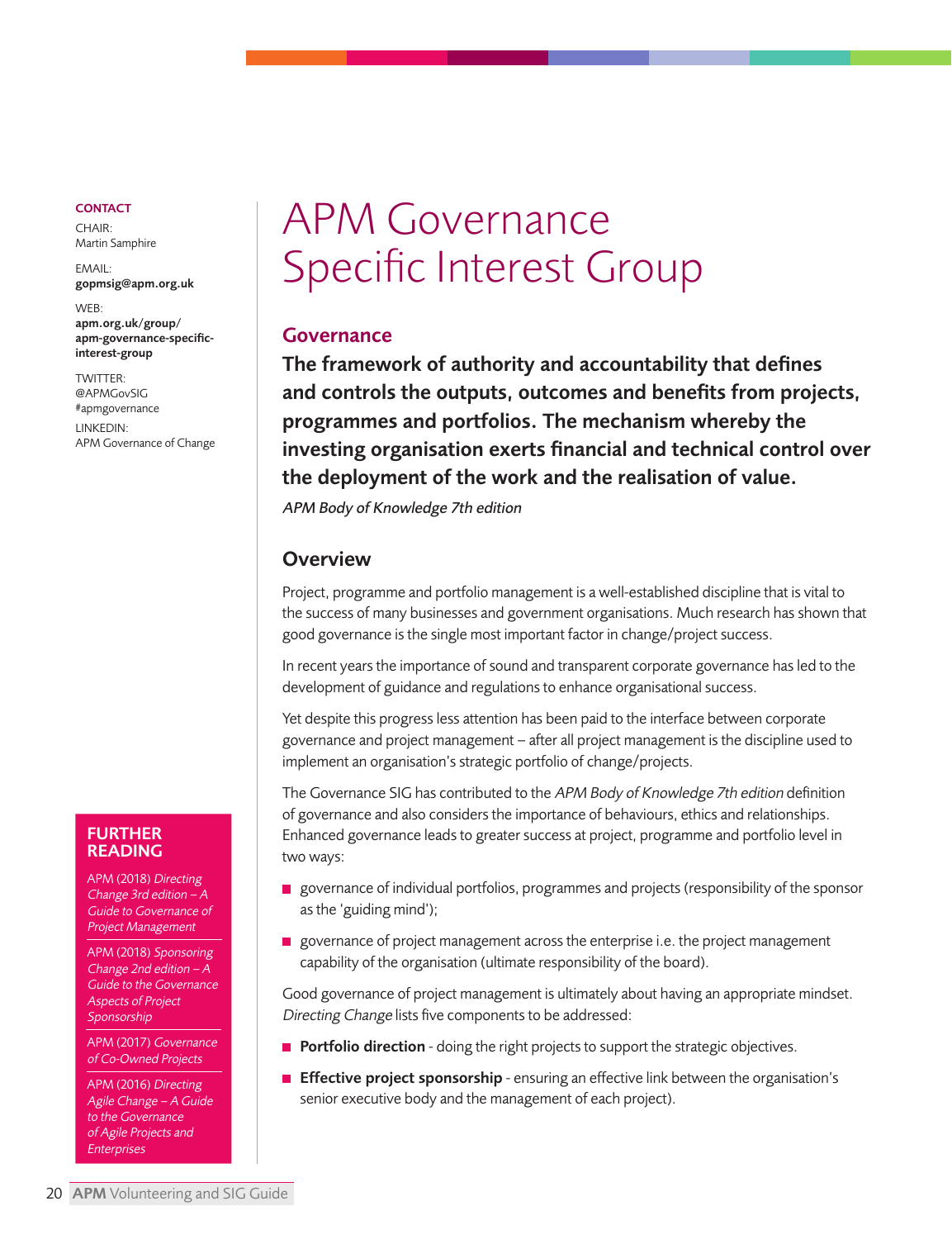# APM Governance Specific Interest Group

**CONTACT**

CHAIR:
Martin Samphire

EMAIL:
**gopmsig@apm.org.uk**

WEB:
**apm.org.uk/group/apm-governance-specific-interest-group**

TWITTER:
@APMGovSIG
#apmgovernance

LINKEDIN:
APM Governance of Change

## Governance

**The framework of authority and accountability that defines and controls the outputs, outcomes and benefits from projects, programmes and portfolios. The mechanism whereby the investing organisation exerts financial and technical control over the deployment of the work and the realisation of value.**

*APM Body of Knowledge 7th edition*

## Overview

Project, programme and portfolio management is a well-established discipline that is vital to the success of many businesses and government organisations. Much research has shown that good governance is the single most important factor in change/project success.

In recent years the importance of sound and transparent corporate governance has led to the development of guidance and regulations to enhance organisational success.

Yet despite this progress less attention has been paid to the interface between corporate governance and project management – after all project management is the discipline used to implement an organisation's strategic portfolio of change/projects.

The Governance SIG has contributed to the *APM Body of Knowledge 7th edition* definition of governance and also considers the importance of behaviours, ethics and relationships. Enhanced governance leads to greater success at project, programme and portfolio level in two ways:

- governance of individual portfolios, programmes and projects (responsibility of the sponsor as the 'guiding mind');
- governance of project management across the enterprise i.e. the project management capability of the organisation (ultimate responsibility of the board).

Good governance of project management is ultimately about having an appropriate mindset. *Directing Change* lists five components to be addressed:

- **Portfolio direction** - doing the right projects to support the strategic objectives.
- **Effective project sponsorship** - ensuring an effective link between the organisation's senior executive body and the management of each project).

### FURTHER READING

APM (2018) *Directing Change 3rd edition – A Guide to Governance of Project Management*

APM (2018) *Sponsoring Change 2nd edition – A Guide to the Governance Aspects of Project Sponsorship*

APM (2017) *Governance of Co-Owned Projects*

APM (2016) *Directing Agile Change – A Guide to the Governance of Agile Projects and Enterprises*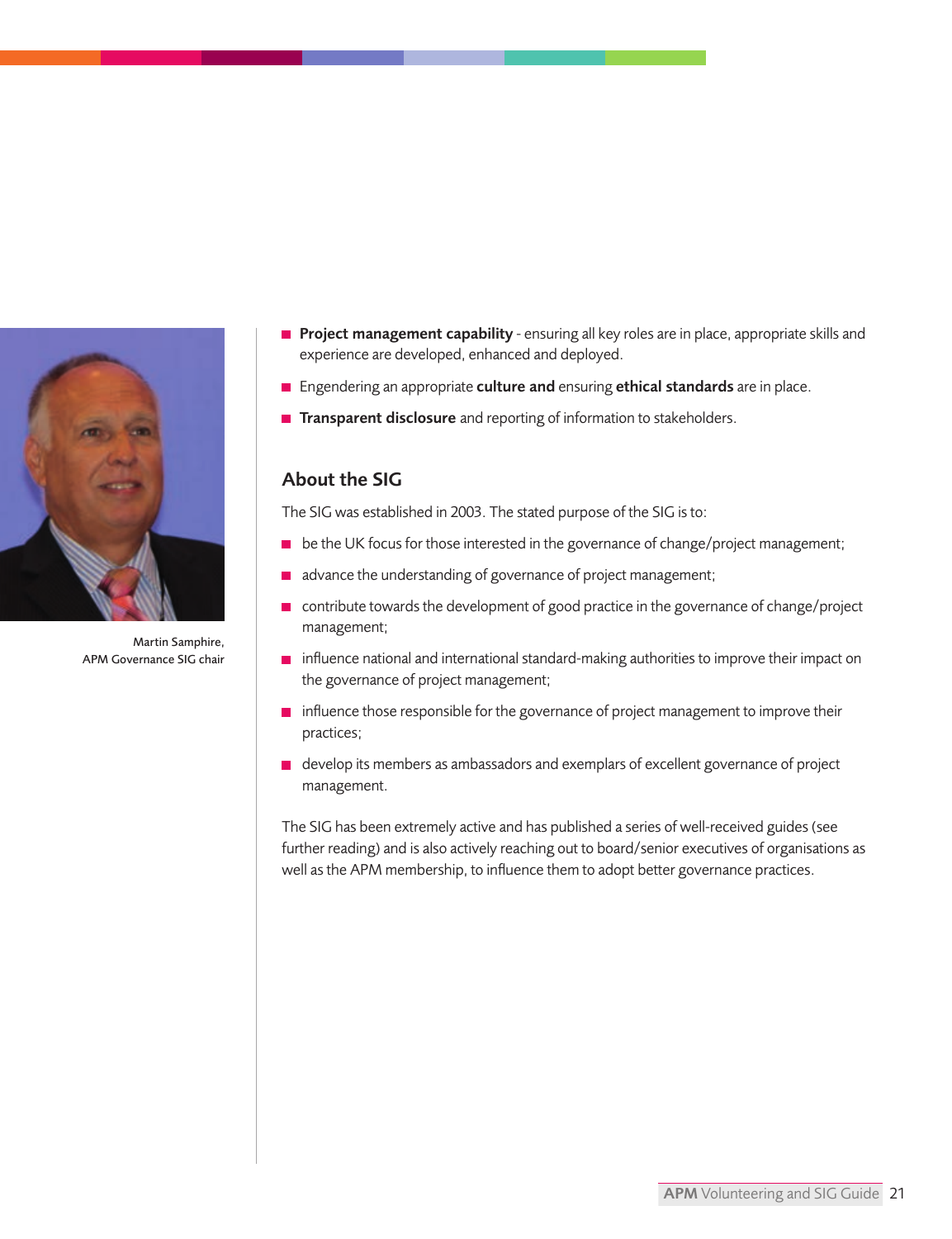Martin Samphire,
APM Governance SIG chair

- **Project management capability** - ensuring all key roles are in place, appropriate skills and experience are developed, enhanced and deployed.
- Engendering an appropriate **culture and** ensuring **ethical standards** are in place.
- **Transparent disclosure** and reporting of information to stakeholders.

## About the SIG

The SIG was established in 2003. The stated purpose of the SIG is to:

- be the UK focus for those interested in the governance of change/project management;
- advance the understanding of governance of project management;
- contribute towards the development of good practice in the governance of change/project management;
- influence national and international standard-making authorities to improve their impact on the governance of project management;
- influence those responsible for the governance of project management to improve their practices;
- develop its members as ambassadors and exemplars of excellent governance of project management.

The SIG has been extremely active and has published a series of well-received guides (see further reading) and is also actively reaching out to board/senior executives of organisations as well as the APM membership, to influence them to adopt better governance practices.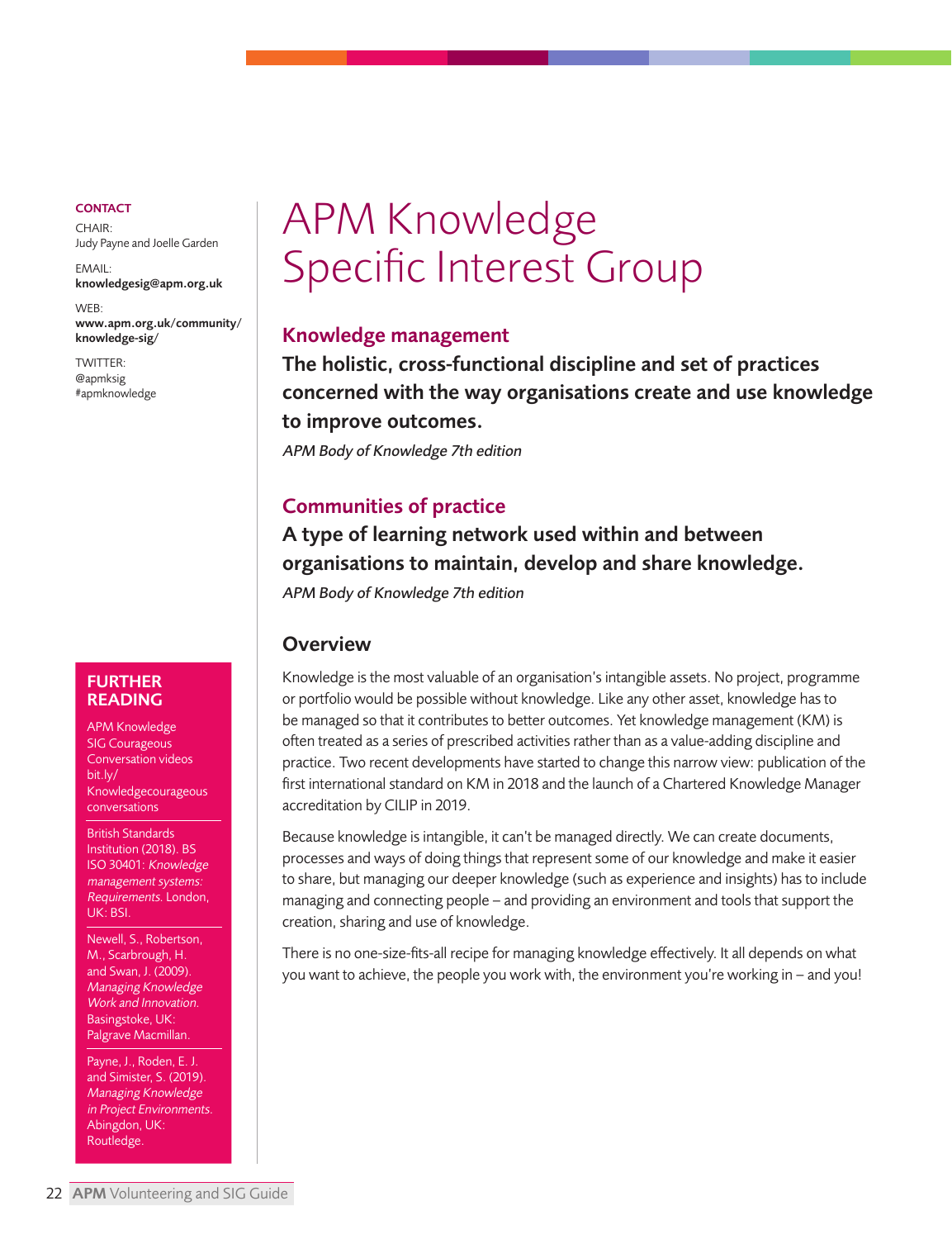# APM Knowledge Specific Interest Group

**CONTACT**

CHAIR:
Judy Payne and Joelle Garden

EMAIL:
**knowledgesig@apm.org.uk**

WEB:
**www.apm.org.uk/community/knowledge-sig/**

TWITTER:
@apmksig
#apmknowledge

## Knowledge management

**The holistic, cross-functional discipline and set of practices concerned with the way organisations create and use knowledge to improve outcomes.**

*APM Body of Knowledge 7th edition*

## Communities of practice

**A type of learning network used within and between organisations to maintain, develop and share knowledge.**

*APM Body of Knowledge 7th edition*

## Overview

Knowledge is the most valuable of an organisation's intangible assets. No project, programme or portfolio would be possible without knowledge. Like any other asset, knowledge has to be managed so that it contributes to better outcomes. Yet knowledge management (KM) is often treated as a series of prescribed activities rather than as a value-adding discipline and practice. Two recent developments have started to change this narrow view: publication of the first international standard on KM in 2018 and the launch of a Chartered Knowledge Manager accreditation by CILIP in 2019.

Because knowledge is intangible, it can't be managed directly. We can create documents, processes and ways of doing things that represent some of our knowledge and make it easier to share, but managing our deeper knowledge (such as experience and insights) has to include managing and connecting people – and providing an environment and tools that support the creation, sharing and use of knowledge.

There is no one-size-fits-all recipe for managing knowledge effectively. It all depends on what you want to achieve, the people you work with, the environment you're working in – and you!

### FURTHER READING

APM Knowledge SIG Courageous Conversation videos bit.ly/Knowledgecourageousconversations

British Standards Institution (2018). BS ISO 30401: *Knowledge management systems: Requirements*. London, UK: BSI.

Newell, S., Robertson, M., Scarbrough, H. and Swan, J. (2009). *Managing Knowledge Work and Innovation*. Basingstoke, UK: Palgrave Macmillan.

Payne, J., Roden, E. J. and Simister, S. (2019). *Managing Knowledge in Project Environments*. Abingdon, UK: Routledge.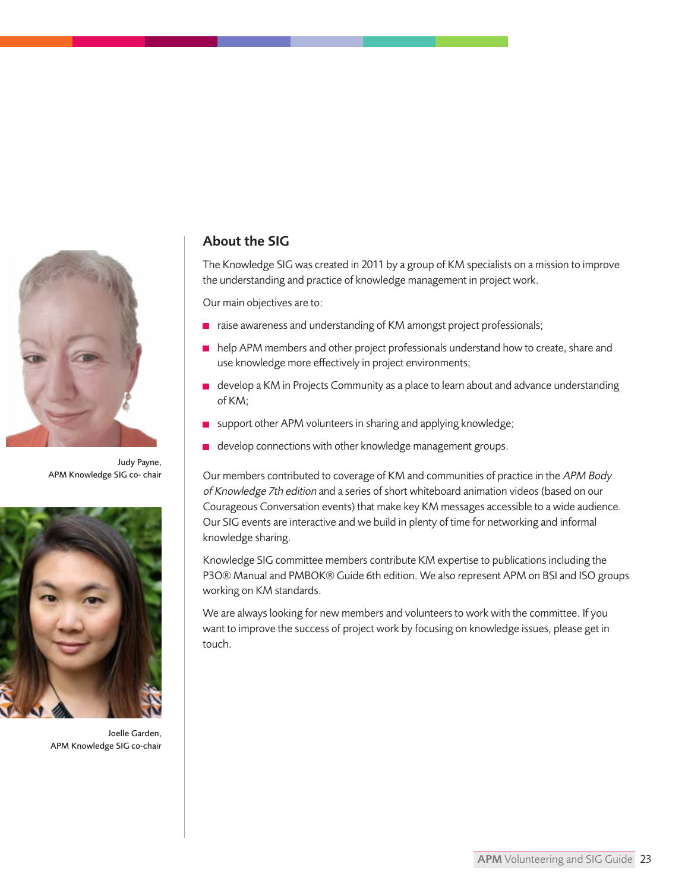Judy Payne,
APM Knowledge SIG co- chair

Joelle Garden,
APM Knowledge SIG co-chair

## About the SIG

The Knowledge SIG was created in 2011 by a group of KM specialists on a mission to improve the understanding and practice of knowledge management in project work.

Our main objectives are to:

- raise awareness and understanding of KM amongst project professionals;
- help APM members and other project professionals understand how to create, share and use knowledge more effectively in project environments;
- develop a KM in Projects Community as a place to learn about and advance understanding of KM;
- support other APM volunteers in sharing and applying knowledge;
- develop connections with other knowledge management groups.

Our members contributed to coverage of KM and communities of practice in the *APM Body of Knowledge 7th edition* and a series of short whiteboard animation videos (based on our Courageous Conversation events) that make key KM messages accessible to a wide audience. Our SIG events are interactive and we build in plenty of time for networking and informal knowledge sharing.

Knowledge SIG committee members contribute KM expertise to publications including the P3O® Manual and PMBOK® Guide 6th edition. We also represent APM on BSI and ISO groups working on KM standards.

We are always looking for new members and volunteers to work with the committee. If you want to improve the success of project work by focusing on knowledge issues, please get in touch.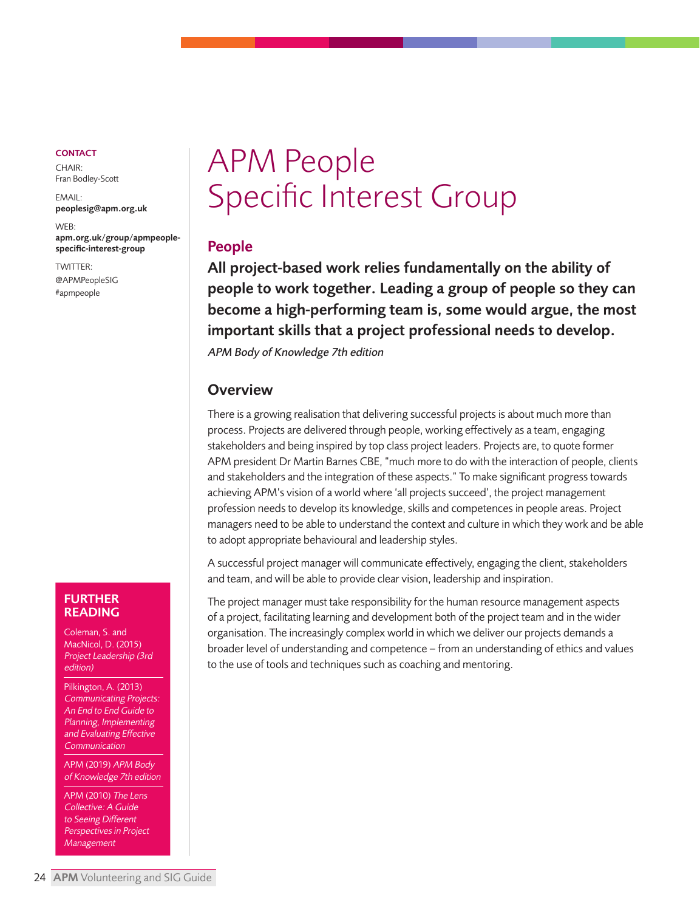# APM People Specific Interest Group

**CONTACT**

CHAIR:
Fran Bodley-Scott

EMAIL:
**peoplesig@apm.org.uk**

WEB:
**apm.org.uk/group/apmpeople-specific-interest-group**

TWITTER:
@APMPeopleSIG
#apmpeople

## People

**All project-based work relies fundamentally on the ability of people to work together. Leading a group of people so they can become a high-performing team is, some would argue, the most important skills that a project professional needs to develop.**

*APM Body of Knowledge 7th edition*

## Overview

There is a growing realisation that delivering successful projects is about much more than process. Projects are delivered through people, working effectively as a team, engaging stakeholders and being inspired by top class project leaders. Projects are, to quote former APM president Dr Martin Barnes CBE, "much more to do with the interaction of people, clients and stakeholders and the integration of these aspects." To make significant progress towards achieving APM's vision of a world where 'all projects succeed', the project management profession needs to develop its knowledge, skills and competences in people areas. Project managers need to be able to understand the context and culture in which they work and be able to adopt appropriate behavioural and leadership styles.

A successful project manager will communicate effectively, engaging the client, stakeholders and team, and will be able to provide clear vision, leadership and inspiration.

The project manager must take responsibility for the human resource management aspects of a project, facilitating learning and development both of the project team and in the wider organisation. The increasingly complex world in which we deliver our projects demands a broader level of understanding and competence – from an understanding of ethics and values to the use of tools and techniques such as coaching and mentoring.

## FURTHER READING

Coleman, S. and MacNicol, D. (2015) *Project Leadership (3rd edition)*

Pilkington, A. (2013) *Communicating Projects: An End to End Guide to Planning, Implementing and Evaluating Effective Communication*

APM (2019) *APM Body of Knowledge 7th edition*

APM (2010) *The Lens Collective: A Guide to Seeing Different Perspectives in Project Management*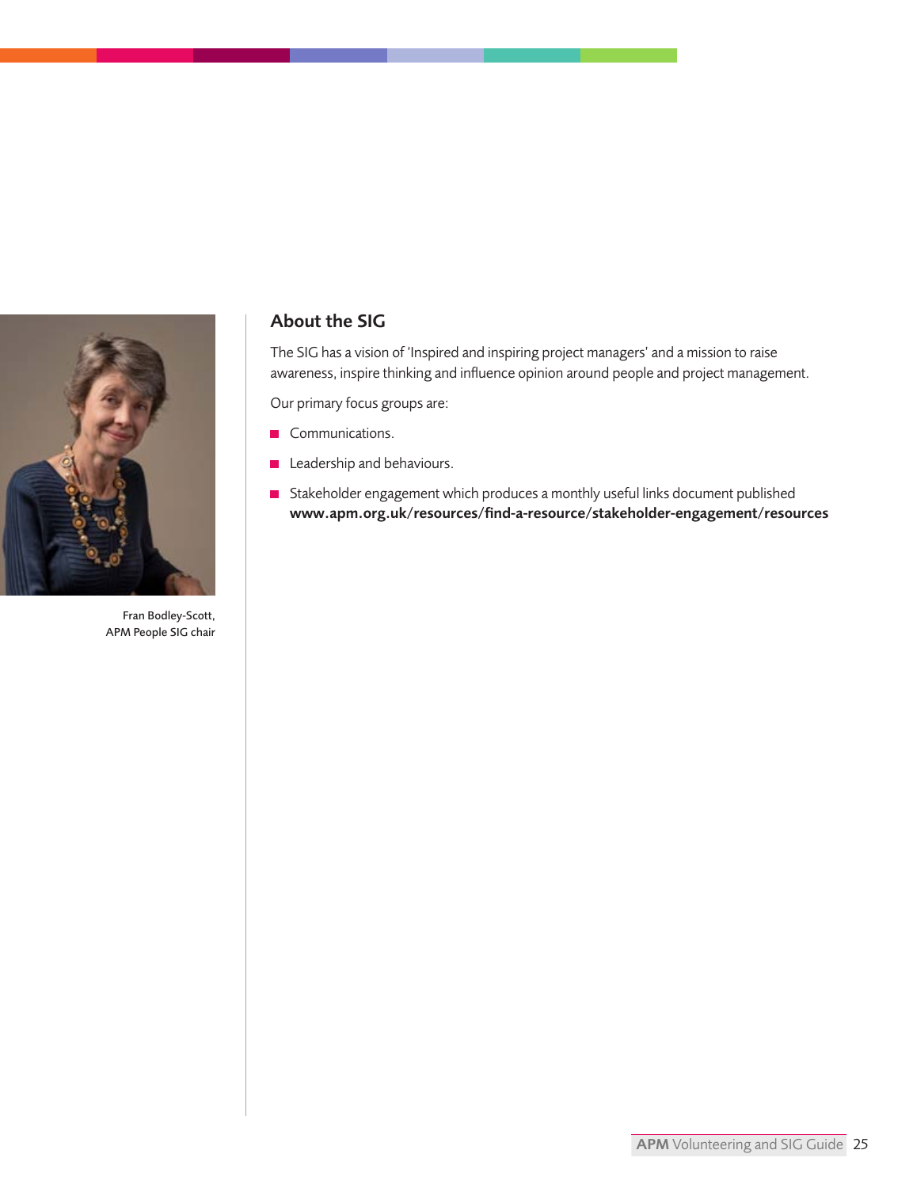Fran Bodley-Scott,
APM People SIG chair

## About the SIG

The SIG has a vision of 'Inspired and inspiring project managers' and a mission to raise awareness, inspire thinking and influence opinion around people and project management.

Our primary focus groups are:

- Communications.
- Leadership and behaviours.
- Stakeholder engagement which produces a monthly useful links document published **www.apm.org.uk/resources/find-a-resource/stakeholder-engagement/resources**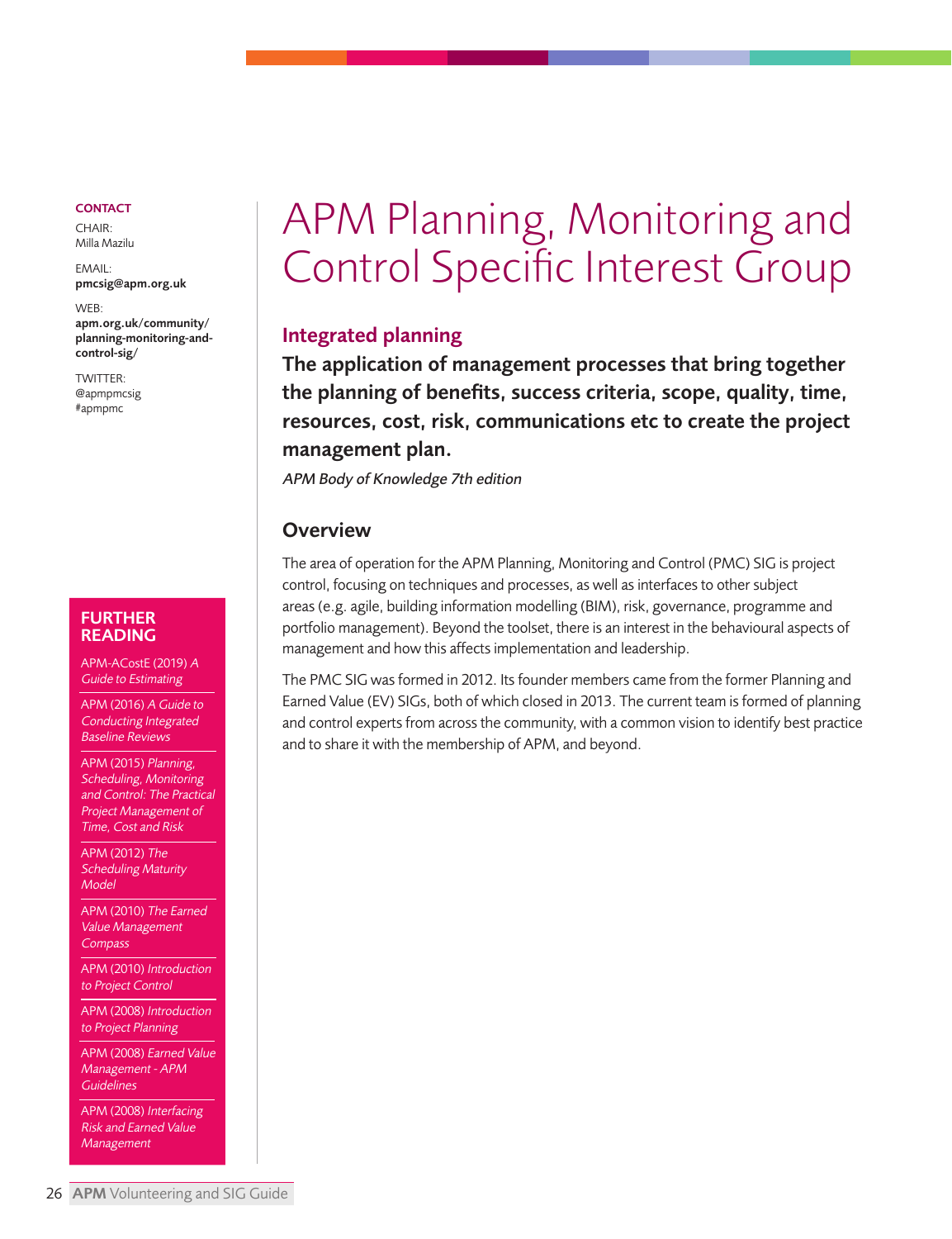# APM Planning, Monitoring and Control Specific Interest Group

## Integrated planning

**The application of management processes that bring together the planning of benefits, success criteria, scope, quality, time, resources, cost, risk, communications etc to create the project management plan.**

*APM Body of Knowledge 7th edition*

## Overview

The area of operation for the APM Planning, Monitoring and Control (PMC) SIG is project control, focusing on techniques and processes, as well as interfaces to other subject areas (e.g. agile, building information modelling (BIM), risk, governance, programme and portfolio management). Beyond the toolset, there is an interest in the behavioural aspects of management and how this affects implementation and leadership.

The PMC SIG was formed in 2012. Its founder members came from the former Planning and Earned Value (EV) SIGs, both of which closed in 2013. The current team is formed of planning and control experts from across the community, with a common vision to identify best practice and to share it with the membership of APM, and beyond.

**CONTACT**

CHAIR:
Milla Mazilu

EMAIL:
**pmcsig@apm.org.uk**

WEB:
**apm.org.uk/community/planning-monitoring-and-control-sig/**

TWITTER:
@apmpmcsig
#apmpmc

**FURTHER READING**

- APM-ACostE (2019) *A Guide to Estimating*
- APM (2016) *A Guide to Conducting Integrated Baseline Reviews*
- APM (2015) *Planning, Scheduling, Monitoring and Control: The Practical Project Management of Time, Cost and Risk*
- APM (2012) *The Scheduling Maturity Model*
- APM (2010) *The Earned Value Management Compass*
- APM (2010) *Introduction to Project Control*
- APM (2008) *Introduction to Project Planning*
- APM (2008) *Earned Value Management - APM Guidelines*
- APM (2008) *Interfacing Risk and Earned Value Management*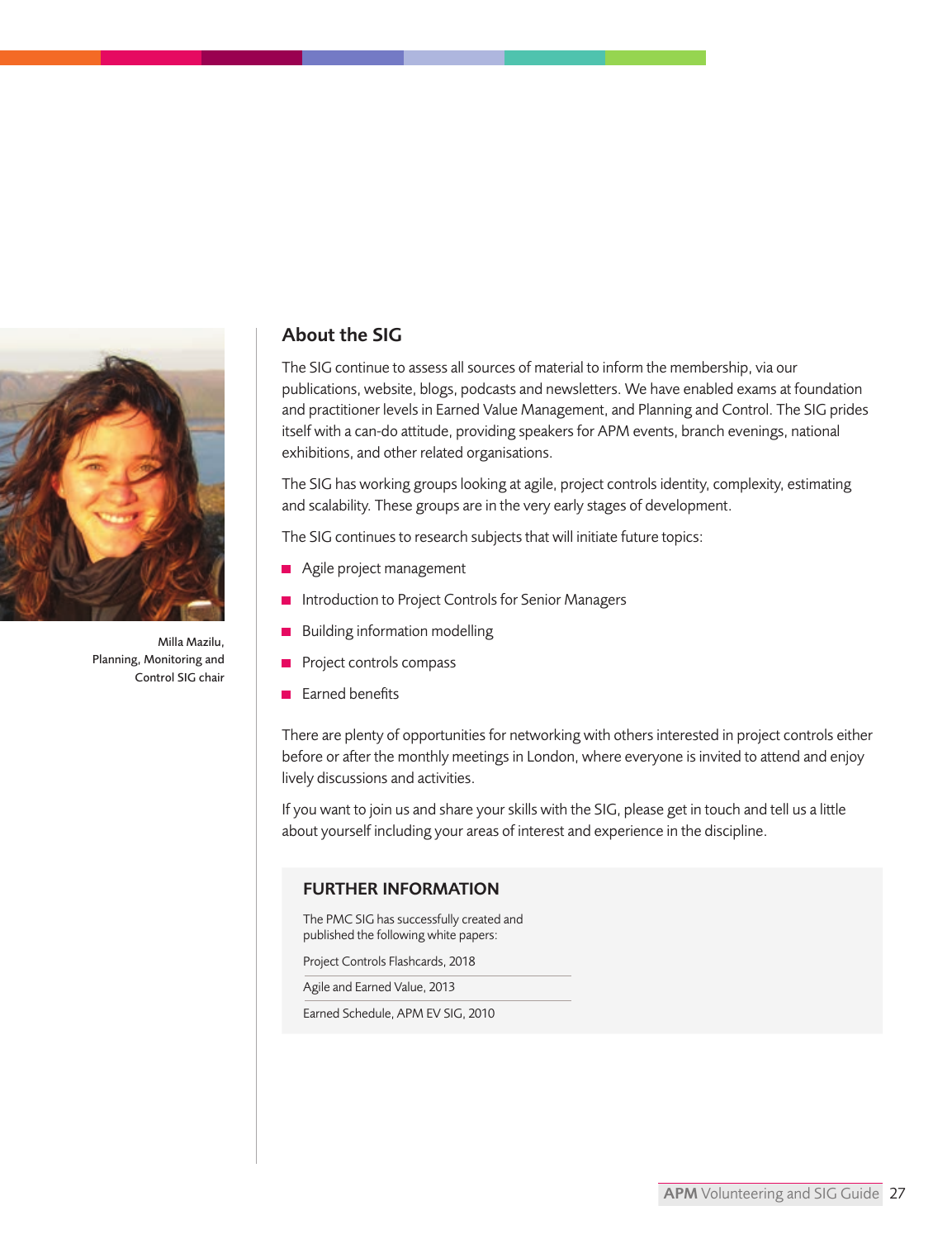Milla Mazilu, Planning, Monitoring and Control SIG chair

## About the SIG

The SIG continue to assess all sources of material to inform the membership, via our publications, website, blogs, podcasts and newsletters. We have enabled exams at foundation and practitioner levels in Earned Value Management, and Planning and Control. The SIG prides itself with a can-do attitude, providing speakers for APM events, branch evenings, national exhibitions, and other related organisations.

The SIG has working groups looking at agile, project controls identity, complexity, estimating and scalability. These groups are in the very early stages of development.

The SIG continues to research subjects that will initiate future topics:

- Agile project management
- Introduction to Project Controls for Senior Managers
- Building information modelling
- Project controls compass
- Earned benefits

There are plenty of opportunities for networking with others interested in project controls either before or after the monthly meetings in London, where everyone is invited to attend and enjoy lively discussions and activities.

If you want to join us and share your skills with the SIG, please get in touch and tell us a little about yourself including your areas of interest and experience in the discipline.

### FURTHER INFORMATION

The PMC SIG has successfully created and published the following white papers:

- Project Controls Flashcards, 2018
- Agile and Earned Value, 2013
- Earned Schedule, APM EV SIG, 2010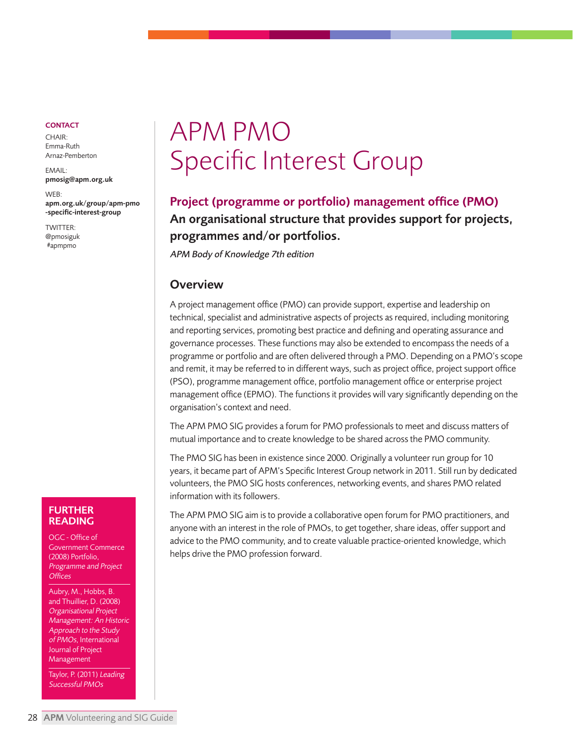# APM PMO Specific Interest Group

**CONTACT**

CHAIR:
Emma-Ruth Arnaz-Pemberton

EMAIL:
**pmosig@apm.org.uk**

WEB:
**apm.org.uk/group/apm-pmo-specific-interest-group**

TWITTER:
@pmosiguk
#apmpmo

## Project (programme or portfolio) management office (PMO)

**An organisational structure that provides support for projects, programmes and/or portfolios.**

*APM Body of Knowledge 7th edition*

## Overview

A project management office (PMO) can provide support, expertise and leadership on technical, specialist and administrative aspects of projects as required, including monitoring and reporting services, promoting best practice and defining and operating assurance and governance processes. These functions may also be extended to encompass the needs of a programme or portfolio and are often delivered through a PMO. Depending on a PMO's scope and remit, it may be referred to in different ways, such as project office, project support office (PSO), programme management office, portfolio management office or enterprise project management office (EPMO). The functions it provides will vary significantly depending on the organisation's context and need.

The APM PMO SIG provides a forum for PMO professionals to meet and discuss matters of mutual importance and to create knowledge to be shared across the PMO community.

The PMO SIG has been in existence since 2000. Originally a volunteer run group for 10 years, it became part of APM's Specific Interest Group network in 2011. Still run by dedicated volunteers, the PMO SIG hosts conferences, networking events, and shares PMO related information with its followers.

The APM PMO SIG aim is to provide a collaborative open forum for PMO practitioners, and anyone with an interest in the role of PMOs, to get together, share ideas, offer support and advice to the PMO community, and to create valuable practice-oriented knowledge, which helps drive the PMO profession forward.

### FURTHER READING

OGC - Office of Government Commerce (2008) Portfolio, *Programme and Project Offices*

Aubry, M., Hobbs, B. and Thuillier, D. (2008) *Organisational Project Management: An Historic Approach to the Study of PMOs*, International Journal of Project Management

Taylor, P. (2011) *Leading Successful PMOs*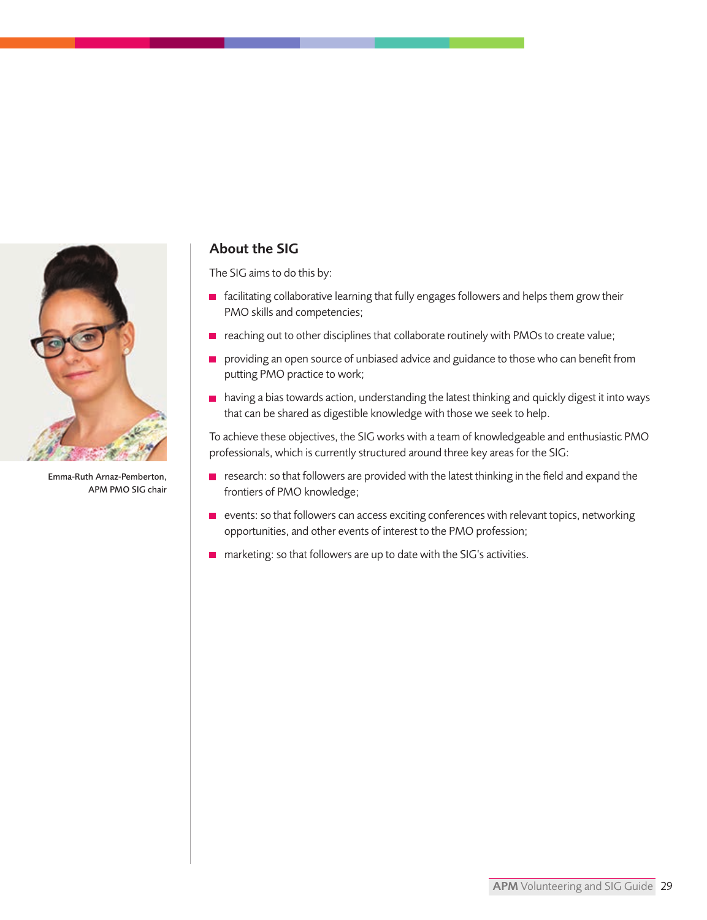Emma-Ruth Arnaz-Pemberton, APM PMO SIG chair

## About the SIG

The SIG aims to do this by:

- facilitating collaborative learning that fully engages followers and helps them grow their PMO skills and competencies;
- reaching out to other disciplines that collaborate routinely with PMOs to create value;
- providing an open source of unbiased advice and guidance to those who can benefit from putting PMO practice to work;
- having a bias towards action, understanding the latest thinking and quickly digest it into ways that can be shared as digestible knowledge with those we seek to help.

To achieve these objectives, the SIG works with a team of knowledgeable and enthusiastic PMO professionals, which is currently structured around three key areas for the SIG:

- research: so that followers are provided with the latest thinking in the field and expand the frontiers of PMO knowledge;
- events: so that followers can access exciting conferences with relevant topics, networking opportunities, and other events of interest to the PMO profession;
- marketing: so that followers are up to date with the SIG's activities.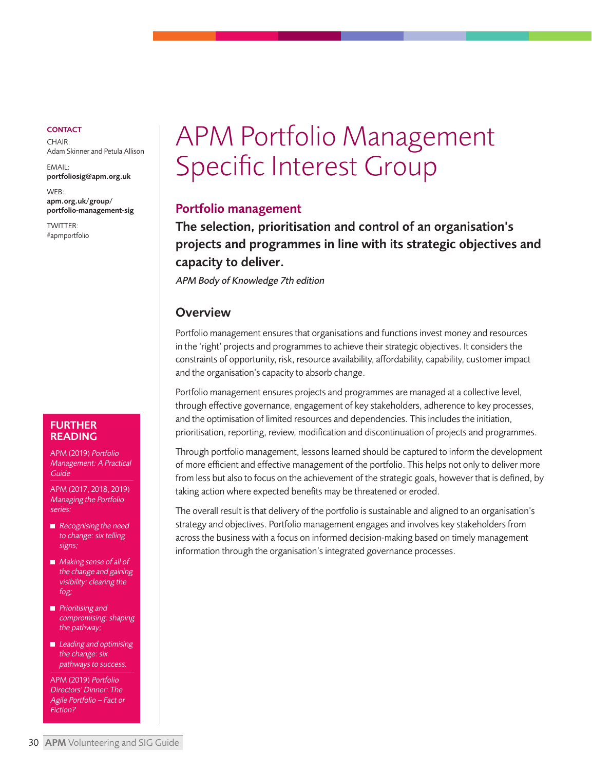# APM Portfolio Management Specific Interest Group

## Portfolio management

**The selection, prioritisation and control of an organisation's projects and programmes in line with its strategic objectives and capacity to deliver.**

*APM Body of Knowledge 7th edition*

## Overview

Portfolio management ensures that organisations and functions invest money and resources in the 'right' projects and programmes to achieve their strategic objectives. It considers the constraints of opportunity, risk, resource availability, affordability, capability, customer impact and the organisation's capacity to absorb change.

Portfolio management ensures projects and programmes are managed at a collective level, through effective governance, engagement of key stakeholders, adherence to key processes, and the optimisation of limited resources and dependencies. This includes the initiation, prioritisation, reporting, review, modification and discontinuation of projects and programmes.

Through portfolio management, lessons learned should be captured to inform the development of more efficient and effective management of the portfolio. This helps not only to deliver more from less but also to focus on the achievement of the strategic goals, however that is defined, by taking action where expected benefits may be threatened or eroded.

The overall result is that delivery of the portfolio is sustainable and aligned to an organisation's strategy and objectives. Portfolio management engages and involves key stakeholders from across the business with a focus on informed decision-making based on timely management information through the organisation's integrated governance processes.

**CONTACT**

CHAIR:
Adam Skinner and Petula Allison

EMAIL:
**portfoliosig@apm.org.uk**

WEB:
**apm.org.uk/group/portfolio-management-sig**

TWITTER:
#apmportfolio

**FURTHER READING**

APM (2019) *Portfolio Management: A Practical Guide*

APM (2017, 2018, 2019) *Managing the Portfolio series:*

- *Recognising the need to change: six telling signs;*
- *Making sense of all of the change and gaining visibility: clearing the fog;*
- *Prioritising and compromising: shaping the pathway;*
- *Leading and optimising the change: six pathways to success.*

APM (2019) *Portfolio Directors' Dinner: The Agile Portfolio – Fact or Fiction?*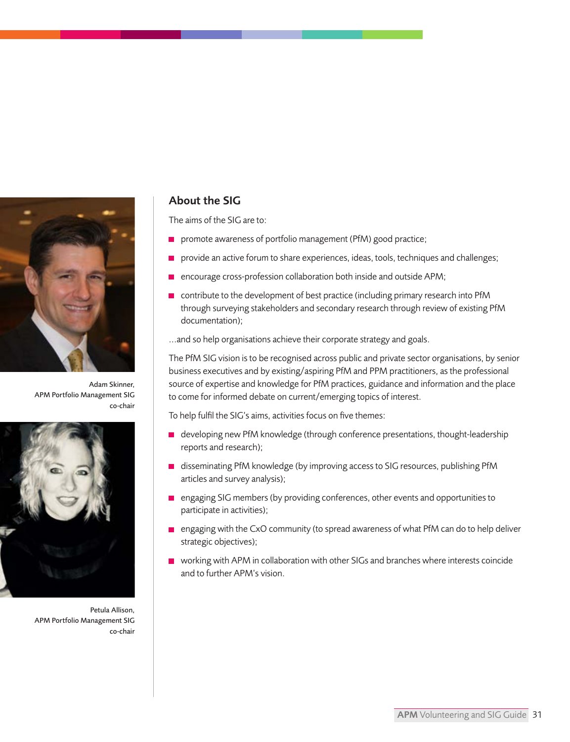Adam Skinner,
APM Portfolio Management SIG
co-chair

Petula Allison,
APM Portfolio Management SIG
co-chair

## About the SIG

The aims of the SIG are to:

- promote awareness of portfolio management (PfM) good practice;
- provide an active forum to share experiences, ideas, tools, techniques and challenges;
- encourage cross-profession collaboration both inside and outside APM;
- contribute to the development of best practice (including primary research into PfM through surveying stakeholders and secondary research through review of existing PfM documentation);

...and so help organisations achieve their corporate strategy and goals.

The PfM SIG vision is to be recognised across public and private sector organisations, by senior business executives and by existing/aspiring PfM and PPM practitioners, as the professional source of expertise and knowledge for PfM practices, guidance and information and the place to come for informed debate on current/emerging topics of interest.

To help fulfil the SIG's aims, activities focus on five themes:

- developing new PfM knowledge (through conference presentations, thought-leadership reports and research);
- disseminating PfM knowledge (by improving access to SIG resources, publishing PfM articles and survey analysis);
- engaging SIG members (by providing conferences, other events and opportunities to participate in activities);
- engaging with the CxO community (to spread awareness of what PfM can do to help deliver strategic objectives);
- working with APM in collaboration with other SIGs and branches where interests coincide and to further APM's vision.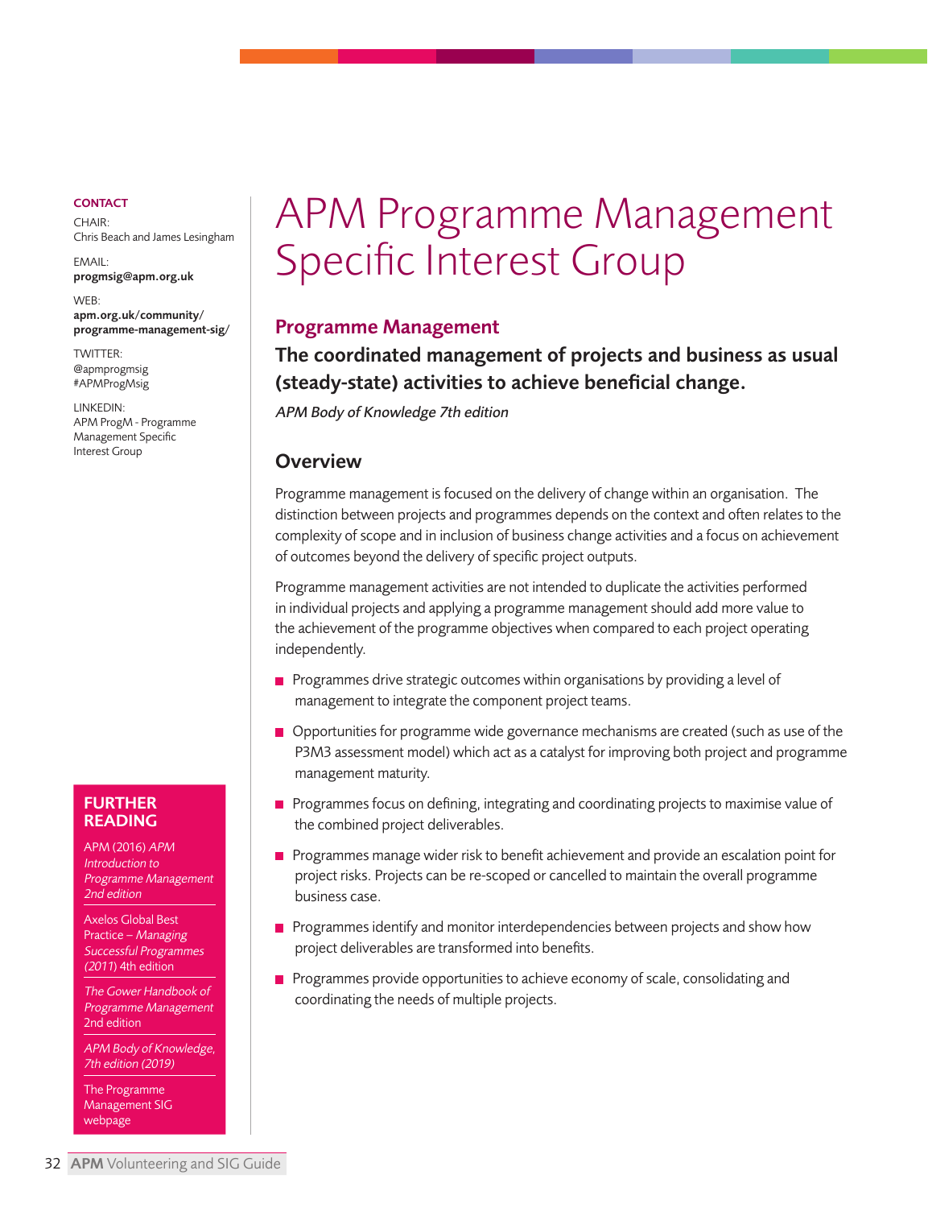# APM Programme Management Specific Interest Group

## Programme Management

**The coordinated management of projects and business as usual (steady-state) activities to achieve beneficial change.**

*APM Body of Knowledge 7th edition*

## Overview

Programme management is focused on the delivery of change within an organisation. The distinction between projects and programmes depends on the context and often relates to the complexity of scope and in inclusion of business change activities and a focus on achievement of outcomes beyond the delivery of specific project outputs.

Programme management activities are not intended to duplicate the activities performed in individual projects and applying a programme management should add more value to the achievement of the programme objectives when compared to each project operating independently.

- Programmes drive strategic outcomes within organisations by providing a level of management to integrate the component project teams.
- Opportunities for programme wide governance mechanisms are created (such as use of the P3M3 assessment model) which act as a catalyst for improving both project and programme management maturity.
- Programmes focus on defining, integrating and coordinating projects to maximise value of the combined project deliverables.
- Programmes manage wider risk to benefit achievement and provide an escalation point for project risks. Projects can be re-scoped or cancelled to maintain the overall programme business case.
- Programmes identify and monitor interdependencies between projects and show how project deliverables are transformed into benefits.
- Programmes provide opportunities to achieve economy of scale, consolidating and coordinating the needs of multiple projects.

**CONTACT**

CHAIR:
Chris Beach and James Lesingham

EMAIL:
**progmsig@apm.org.uk**

WEB:
**apm.org.uk/community/programme-management-sig/**

TWITTER:
@apmprogmsig
#APMProgMsig

LINKEDIN:
APM ProgM - Programme Management Specific Interest Group

**FURTHER READING**

APM (2016) *APM Introduction to Programme Management 2nd edition*

Axelos Global Best Practice – *Managing Successful Programmes (2011)* 4th edition

*The Gower Handbook of Programme Management* 2nd edition

*APM Body of Knowledge, 7th edition (2019)*

The Programme Management SIG webpage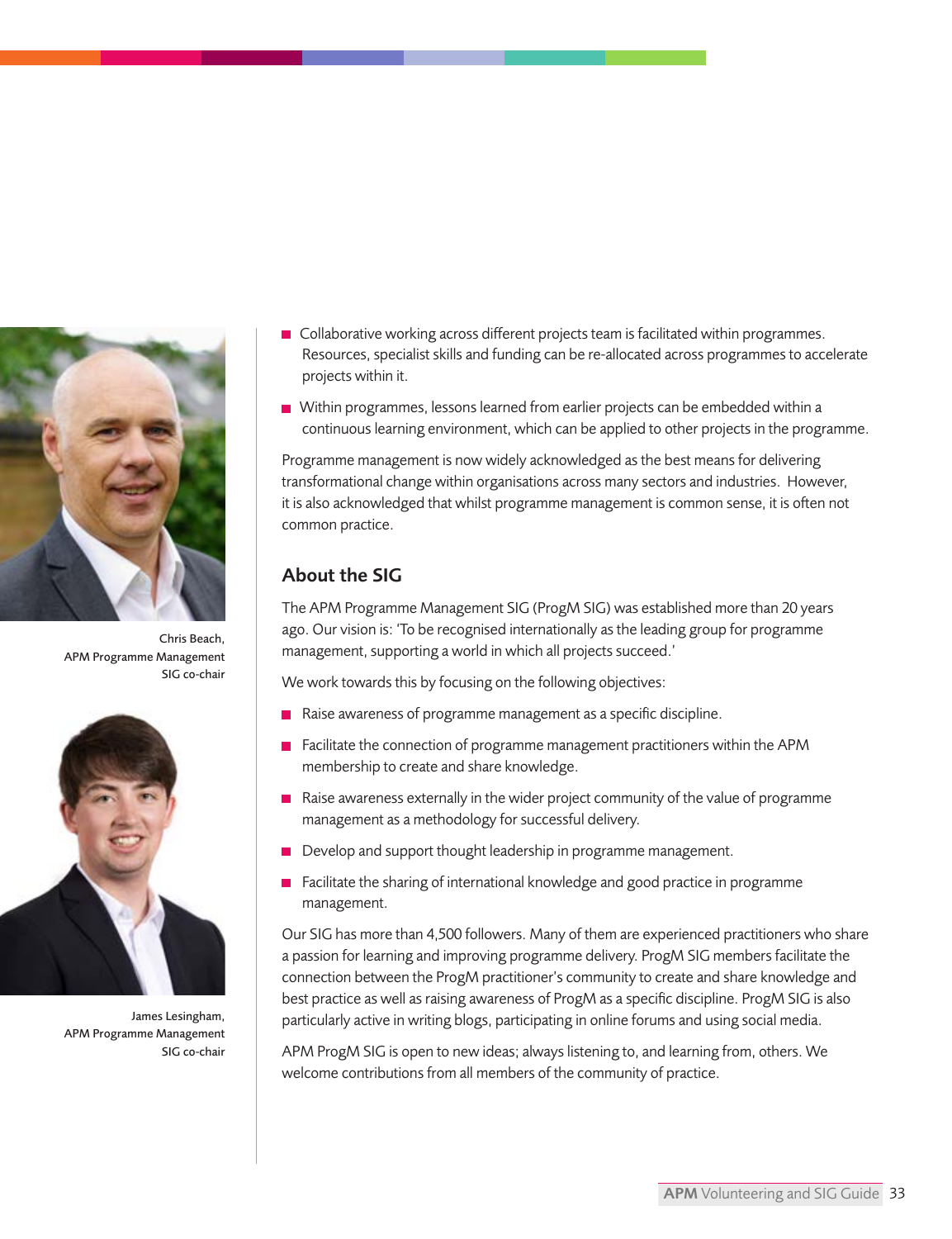- Collaborative working across different projects team is facilitated within programmes. Resources, specialist skills and funding can be re-allocated across programmes to accelerate projects within it.
- Within programmes, lessons learned from earlier projects can be embedded within a continuous learning environment, which can be applied to other projects in the programme.

Programme management is now widely acknowledged as the best means for delivering transformational change within organisations across many sectors and industries. However, it is also acknowledged that whilst programme management is common sense, it is often not common practice.

Chris Beach, APM Programme Management SIG co-chair

James Lesingham, APM Programme Management SIG co-chair

## About the SIG

The APM Programme Management SIG (ProgM SIG) was established more than 20 years ago. Our vision is: 'To be recognised internationally as the leading group for programme management, supporting a world in which all projects succeed.'

We work towards this by focusing on the following objectives:

- Raise awareness of programme management as a specific discipline.
- Facilitate the connection of programme management practitioners within the APM membership to create and share knowledge.
- Raise awareness externally in the wider project community of the value of programme management as a methodology for successful delivery.
- Develop and support thought leadership in programme management.
- Facilitate the sharing of international knowledge and good practice in programme management.

Our SIG has more than 4,500 followers. Many of them are experienced practitioners who share a passion for learning and improving programme delivery. ProgM SIG members facilitate the connection between the ProgM practitioner's community to create and share knowledge and best practice as well as raising awareness of ProgM as a specific discipline. ProgM SIG is also particularly active in writing blogs, participating in online forums and using social media.

APM ProgM SIG is open to new ideas; always listening to, and learning from, others. We welcome contributions from all members of the community of practice.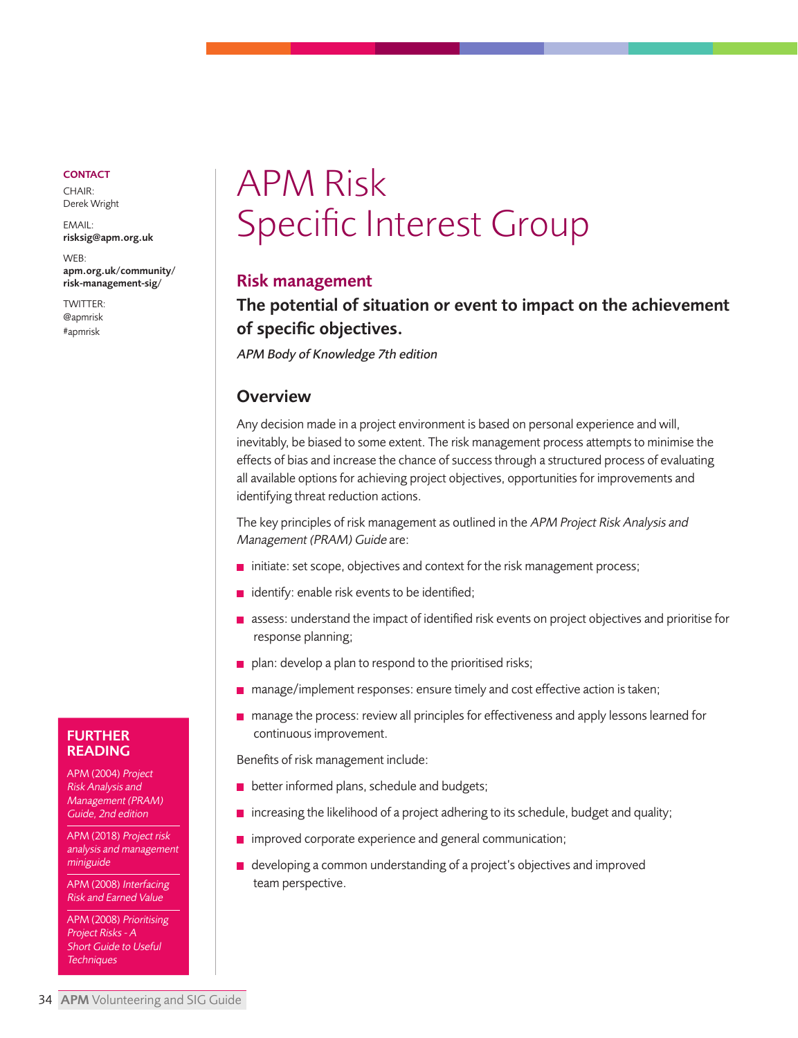# APM Risk Specific Interest Group

**CONTACT**

CHAIR:
Derek Wright

EMAIL:
**risksig@apm.org.uk**

WEB:
**apm.org.uk/community/risk-management-sig/**

TWITTER:
@apmrisk
#apmrisk

## Risk management

**The potential of situation or event to impact on the achievement of specific objectives.**

*APM Body of Knowledge 7th edition*

## Overview

Any decision made in a project environment is based on personal experience and will, inevitably, be biased to some extent. The risk management process attempts to minimise the effects of bias and increase the chance of success through a structured process of evaluating all available options for achieving project objectives, opportunities for improvements and identifying threat reduction actions.

The key principles of risk management as outlined in the *APM Project Risk Analysis and Management (PRAM) Guide* are:

- initiate: set scope, objectives and context for the risk management process;
- identify: enable risk events to be identified;
- assess: understand the impact of identified risk events on project objectives and prioritise for response planning;
- plan: develop a plan to respond to the prioritised risks;
- manage/implement responses: ensure timely and cost effective action is taken;
- manage the process: review all principles for effectiveness and apply lessons learned for continuous improvement.

Benefits of risk management include:

- better informed plans, schedule and budgets;
- increasing the likelihood of a project adhering to its schedule, budget and quality;
- improved corporate experience and general communication;
- developing a common understanding of a project's objectives and improved team perspective.

**FURTHER READING**

APM (2004) *Project Risk Analysis and Management (PRAM) Guide, 2nd edition*

APM (2018) *Project risk analysis and management miniguide*

APM (2008) *Interfacing Risk and Earned Value*

APM (2008) *Prioritising Project Risks - A Short Guide to Useful Techniques*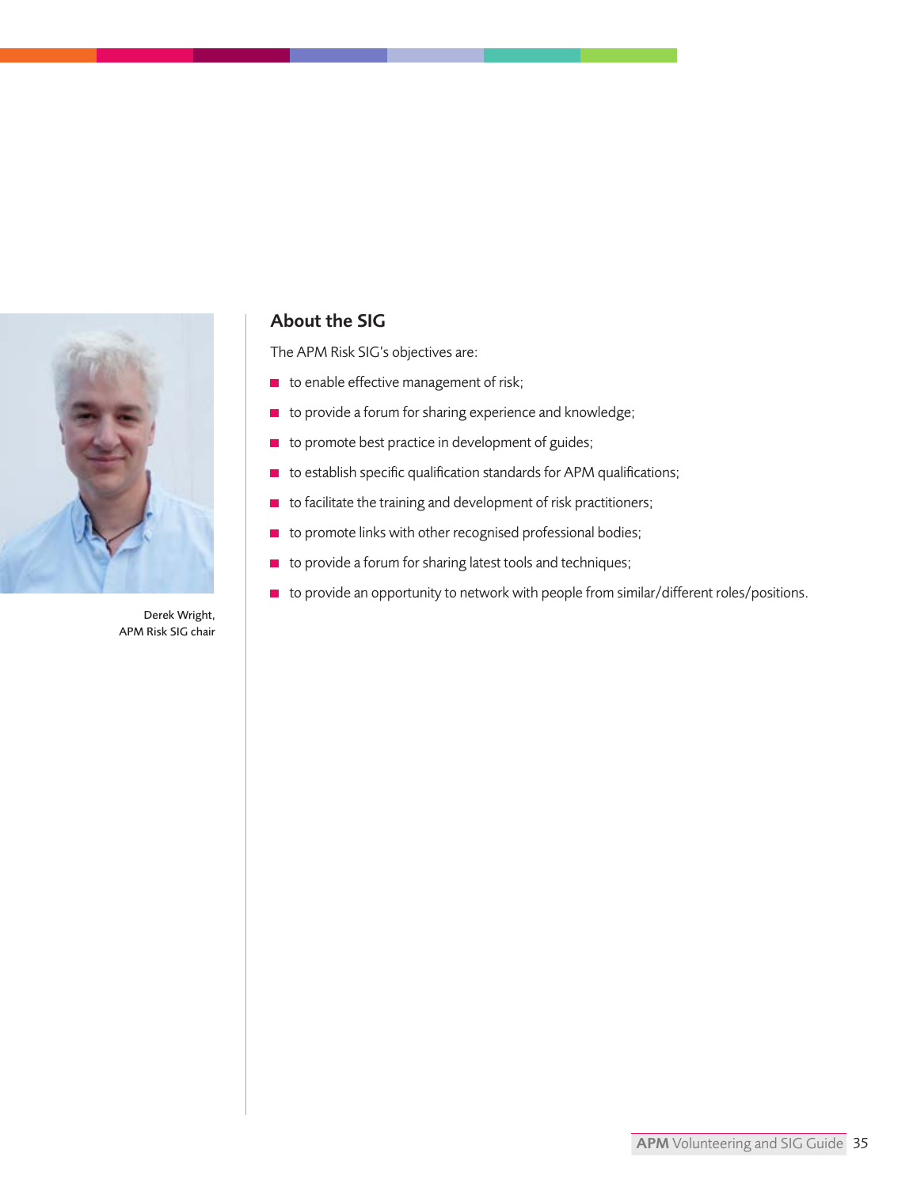Derek Wright,
APM Risk SIG chair

## About the SIG

The APM Risk SIG's objectives are:

- to enable effective management of risk;
- to provide a forum for sharing experience and knowledge;
- to promote best practice in development of guides;
- to establish specific qualification standards for APM qualifications;
- to facilitate the training and development of risk practitioners;
- to promote links with other recognised professional bodies;
- to provide a forum for sharing latest tools and techniques;
- to provide an opportunity to network with people from similar/different roles/positions.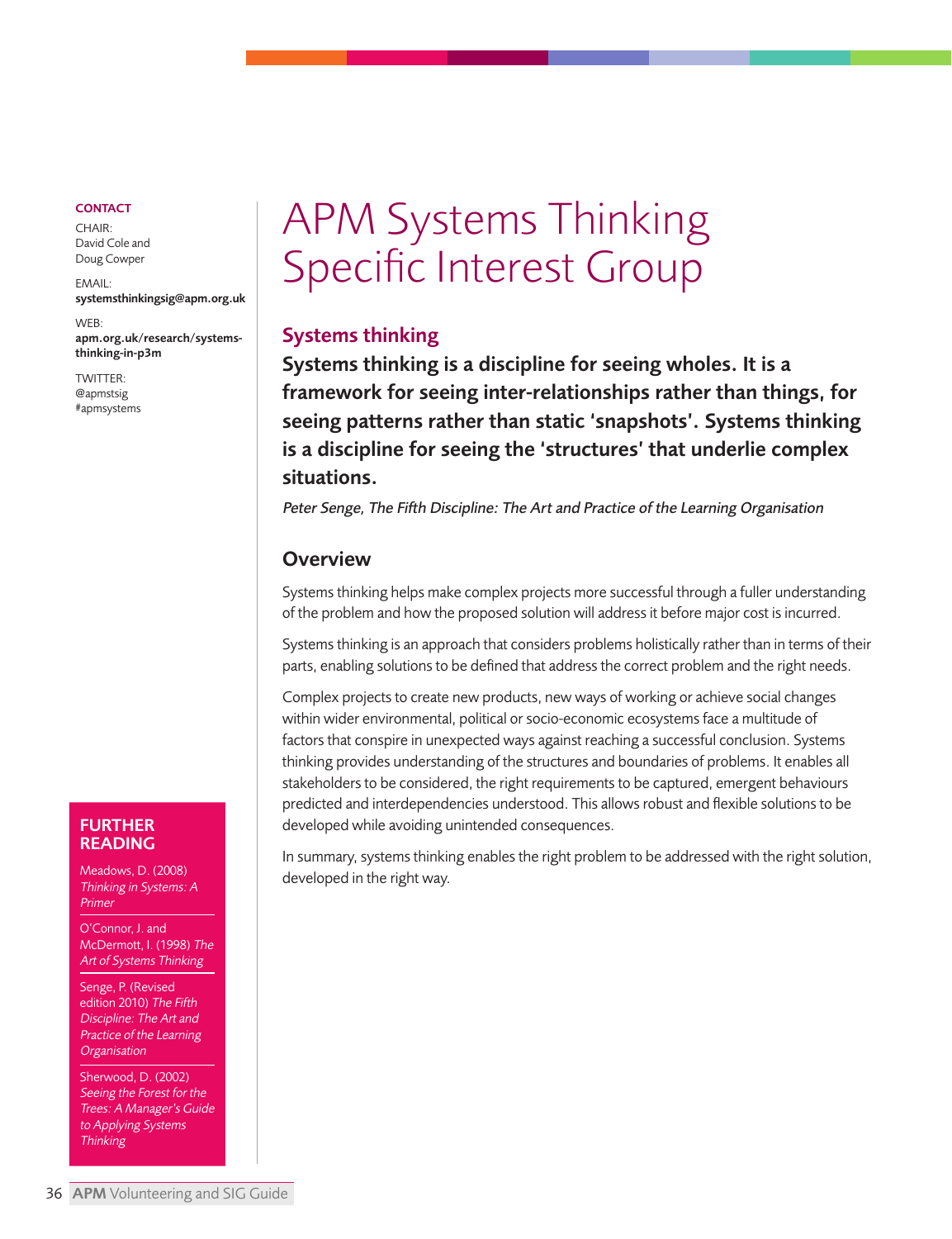# APM Systems Thinking Specific Interest Group

**CONTACT**

CHAIR:
David Cole and Doug Cowper

EMAIL:
**systemsthinkingsig@apm.org.uk**

WEB:
**apm.org.uk/research/systems-thinking-in-p3m**

TWITTER:
@apmstsig
#apmsystems

## Systems thinking

**Systems thinking is a discipline for seeing wholes. It is a framework for seeing inter-relationships rather than things, for seeing patterns rather than static 'snapshots'. Systems thinking is a discipline for seeing the 'structures' that underlie complex situations.**

*Peter Senge, The Fifth Discipline: The Art and Practice of the Learning Organisation*

## Overview

Systems thinking helps make complex projects more successful through a fuller understanding of the problem and how the proposed solution will address it before major cost is incurred.

Systems thinking is an approach that considers problems holistically rather than in terms of their parts, enabling solutions to be defined that address the correct problem and the right needs.

Complex projects to create new products, new ways of working or achieve social changes within wider environmental, political or socio-economic ecosystems face a multitude of factors that conspire in unexpected ways against reaching a successful conclusion. Systems thinking provides understanding of the structures and boundaries of problems. It enables all stakeholders to be considered, the right requirements to be captured, emergent behaviours predicted and interdependencies understood. This allows robust and flexible solutions to be developed while avoiding unintended consequences.

In summary, systems thinking enables the right problem to be addressed with the right solution, developed in the right way.

## FURTHER READING

- Meadows, D. (2008) *Thinking in Systems: A Primer*
- O'Connor, J. and McDermott, I. (1998) *The Art of Systems Thinking*
- Senge, P. (Revised edition 2010) *The Fifth Discipline: The Art and Practice of the Learning Organisation*
- Sherwood, D. (2002) *Seeing the Forest for the Trees: A Manager's Guide to Applying Systems Thinking*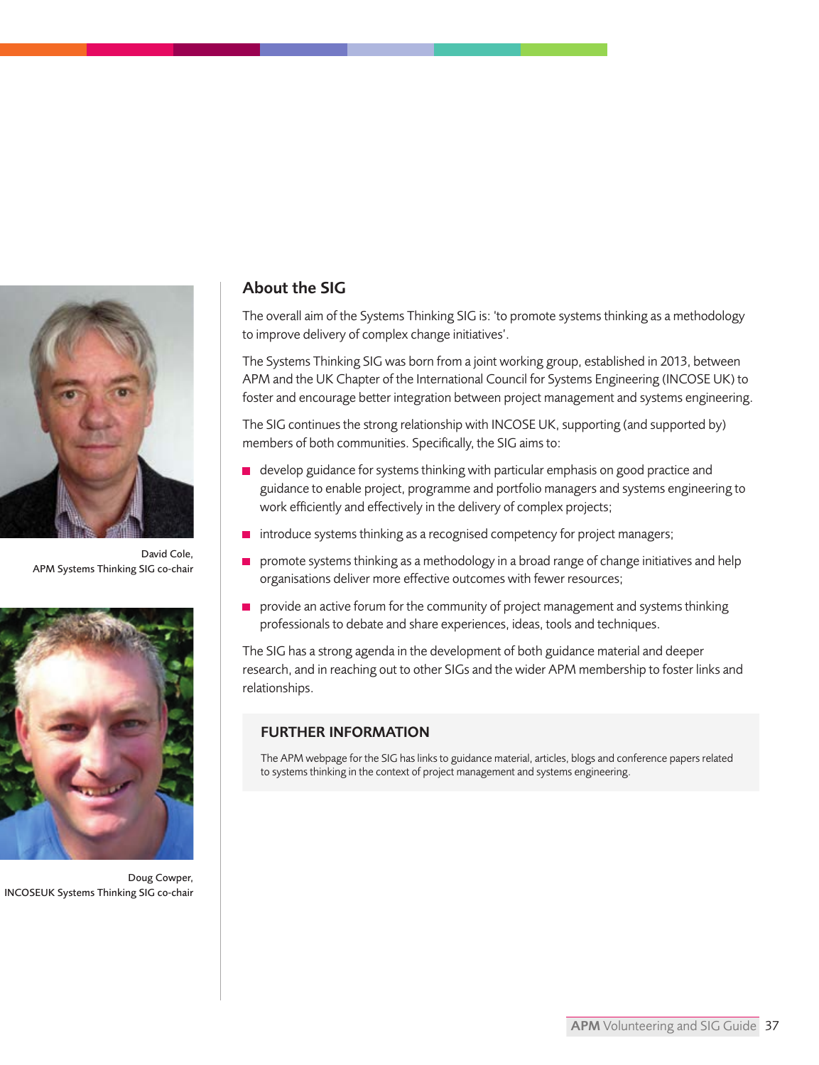David Cole,
APM Systems Thinking SIG co-chair

Doug Cowper,
INCOSEUK Systems Thinking SIG co-chair

## About the SIG

The overall aim of the Systems Thinking SIG is: 'to promote systems thinking as a methodology to improve delivery of complex change initiatives'.

The Systems Thinking SIG was born from a joint working group, established in 2013, between APM and the UK Chapter of the International Council for Systems Engineering (INCOSE UK) to foster and encourage better integration between project management and systems engineering.

The SIG continues the strong relationship with INCOSE UK, supporting (and supported by) members of both communities. Specifically, the SIG aims to:

- develop guidance for systems thinking with particular emphasis on good practice and guidance to enable project, programme and portfolio managers and systems engineering to work efficiently and effectively in the delivery of complex projects;
- introduce systems thinking as a recognised competency for project managers;
- promote systems thinking as a methodology in a broad range of change initiatives and help organisations deliver more effective outcomes with fewer resources;
- provide an active forum for the community of project management and systems thinking professionals to debate and share experiences, ideas, tools and techniques.

The SIG has a strong agenda in the development of both guidance material and deeper research, and in reaching out to other SIGs and the wider APM membership to foster links and relationships.

### FURTHER INFORMATION

The APM webpage for the SIG has links to guidance material, articles, blogs and conference papers related to systems thinking in the context of project management and systems engineering.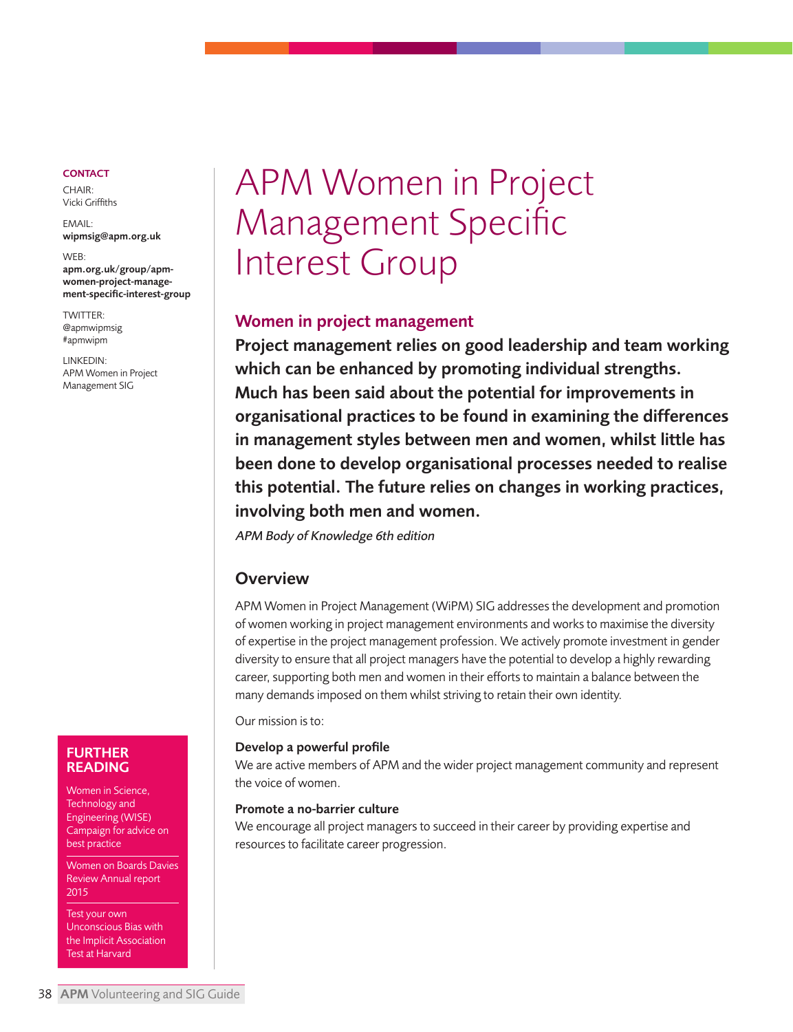# APM Women in Project Management Specific Interest Group

**CONTACT**

CHAIR:
Vicki Griffiths

EMAIL:
**wipmsig@apm.org.uk**

WEB:
**apm.org.uk/group/apm-women-project-management-specific-interest-group**

TWITTER:
@apmwipmsig
#apmwipm

LINKEDIN:
APM Women in Project Management SIG

## Women in project management

**Project management relies on good leadership and team working which can be enhanced by promoting individual strengths. Much has been said about the potential for improvements in organisational practices to be found in examining the differences in management styles between men and women, whilst little has been done to develop organisational processes needed to realise this potential. The future relies on changes in working practices, involving both men and women.**

*APM Body of Knowledge 6th edition*

## Overview

APM Women in Project Management (WiPM) SIG addresses the development and promotion of women working in project management environments and works to maximise the diversity of expertise in the project management profession. We actively promote investment in gender diversity to ensure that all project managers have the potential to develop a highly rewarding career, supporting both men and women in their efforts to maintain a balance between the many demands imposed on them whilst striving to retain their own identity.

Our mission is to:

**Develop a powerful profile**
We are active members of APM and the wider project management community and represent the voice of women.

**Promote a no-barrier culture**
We encourage all project managers to succeed in their career by providing expertise and resources to facilitate career progression.

**FURTHER READING**

- Women in Science, Technology and Engineering (WISE) Campaign for advice on best practice
- Women on Boards Davies Review Annual report 2015
- Test your own Unconscious Bias with the Implicit Association Test at Harvard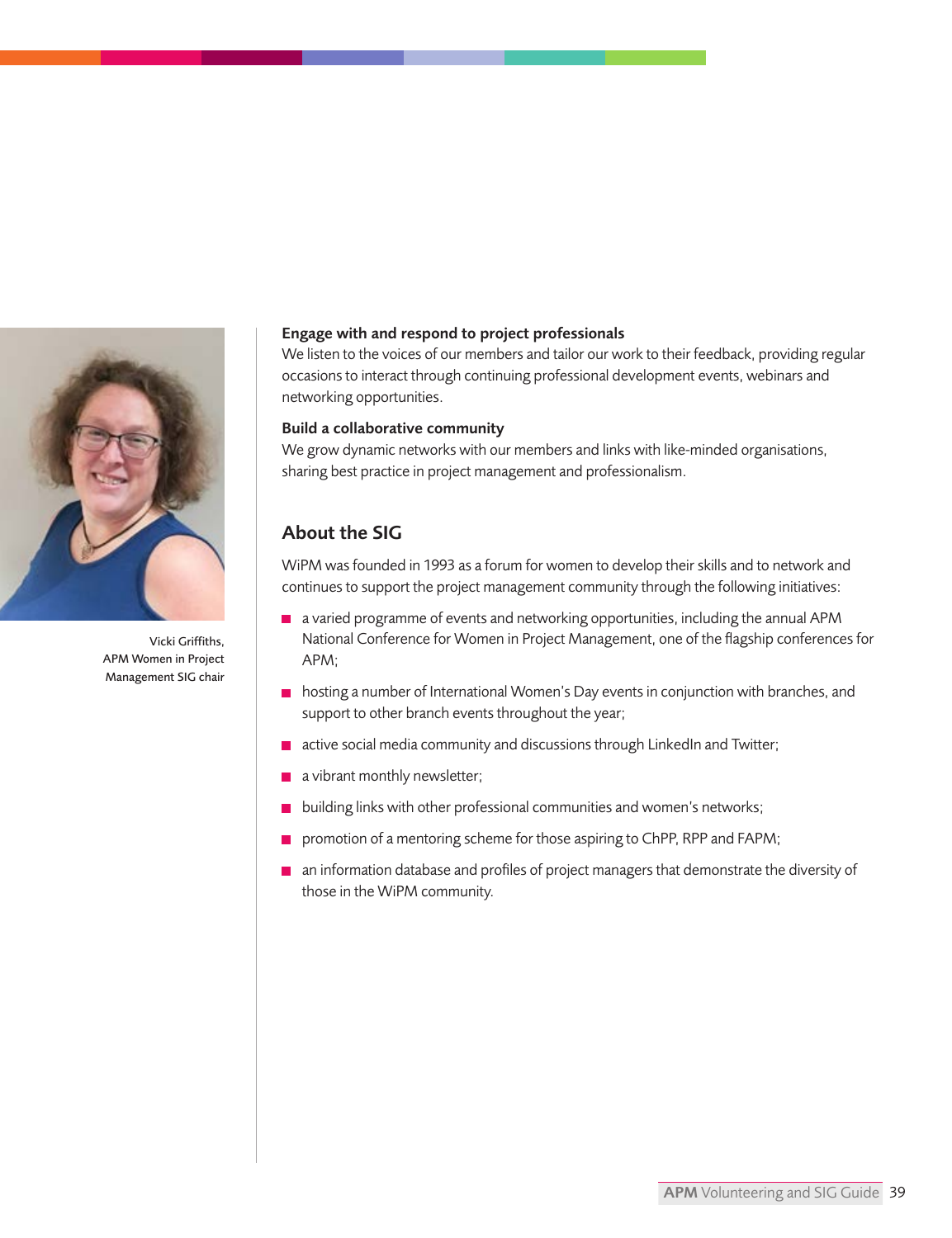**Engage with and respond to project professionals**
We listen to the voices of our members and tailor our work to their feedback, providing regular occasions to interact through continuing professional development events, webinars and networking opportunities.

**Build a collaborative community**
We grow dynamic networks with our members and links with like-minded organisations, sharing best practice in project management and professionalism.

Vicki Griffiths, APM Women in Project Management SIG chair

## About the SIG

WiPM was founded in 1993 as a forum for women to develop their skills and to network and continues to support the project management community through the following initiatives:

- a varied programme of events and networking opportunities, including the annual APM National Conference for Women in Project Management, one of the flagship conferences for APM;
- hosting a number of International Women's Day events in conjunction with branches, and support to other branch events throughout the year;
- active social media community and discussions through LinkedIn and Twitter;
- a vibrant monthly newsletter;
- building links with other professional communities and women's networks;
- promotion of a mentoring scheme for those aspiring to ChPP, RPP and FAPM;
- an information database and profiles of project managers that demonstrate the diversity of those in the WiPM community.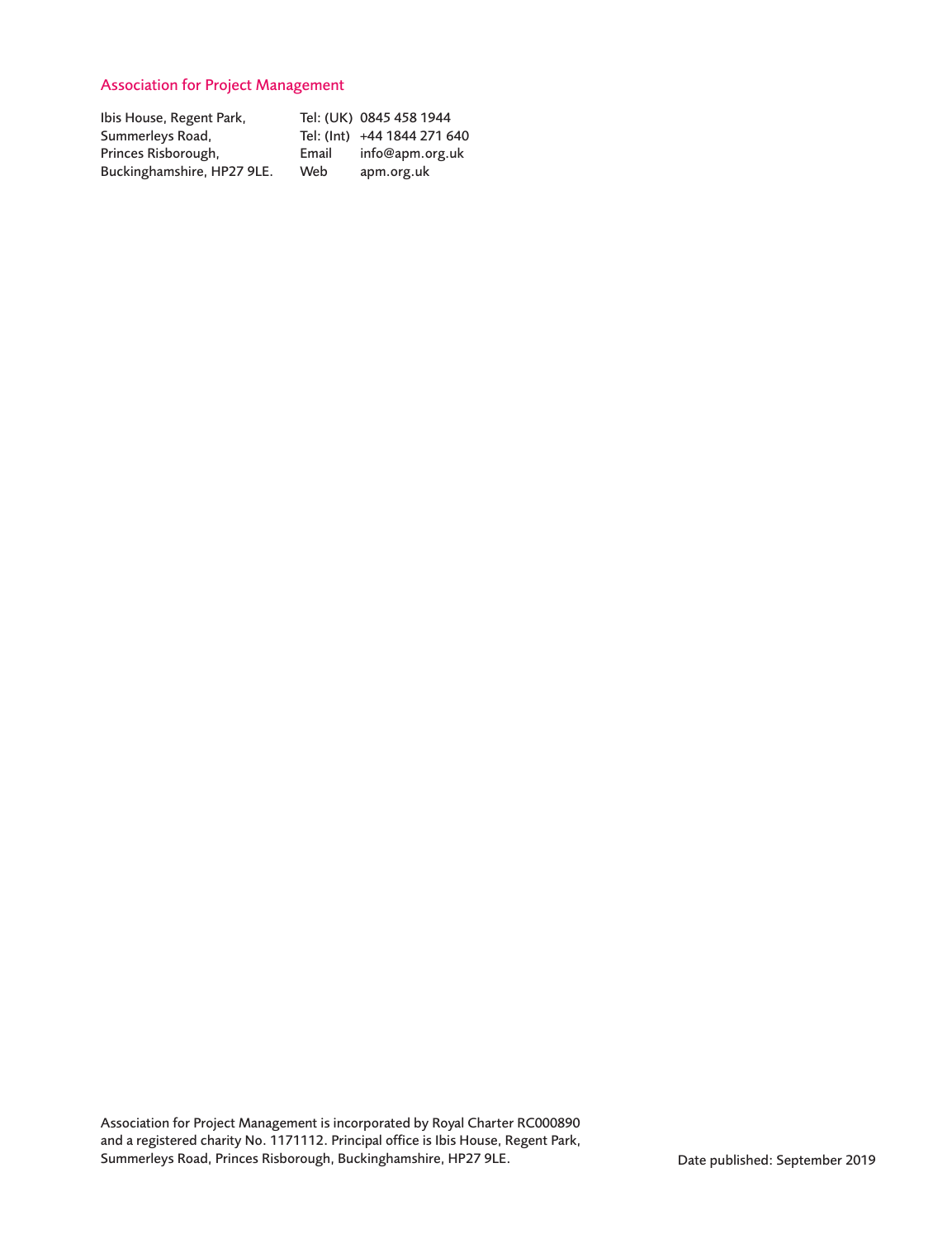## Association for Project Management

| | | |
|---|---|---|
| Ibis House, Regent Park, | Tel: (UK) | 0845 458 1944 |
| Summerleys Road, | Tel: (Int) | +44 1844 271 640 |
| Princes Risborough, | Email | info@apm.org.uk |
| Buckinghamshire, HP27 9LE. | Web | apm.org.uk |

Association for Project Management is incorporated by Royal Charter RC000890 and a registered charity No. 1171112. Principal office is Ibis House, Regent Park, Summerleys Road, Princes Risborough, Buckinghamshire, HP27 9LE.

Date published: September 2019